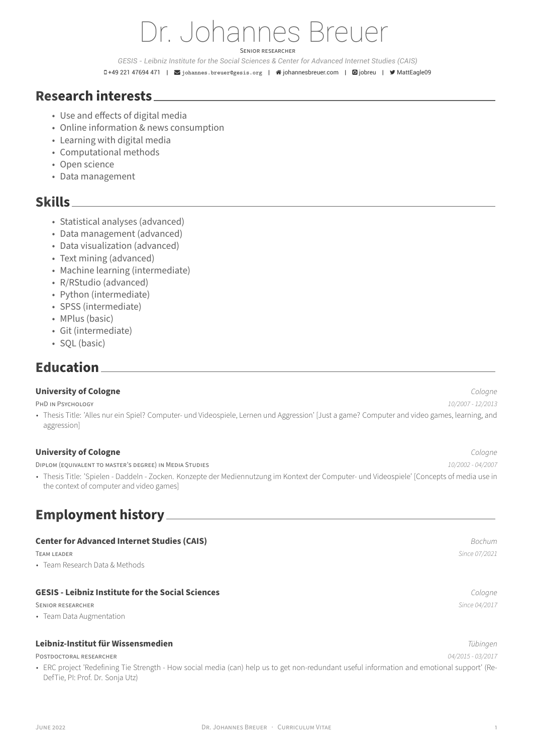# Dr. Johannes Breuer

Senior researcher

*GESIS - Leibniz Institute for the Social Sciences & Center for Advanced Internet Studies (CAIS)*

+49 221 47694 471 | johannes.breuer@gesis.org | johannesbreuer.com | jobreu | MattEagle09

## Research interests

- Use and effects of digital media
- Online information & news consumption
- Learning with digital media
- Computational methods
- Open science
- Data management

## Skills

- Statistical analyses (advanced)
- Data management (advanced)
- Data visualization (advanced)
- Text mining (advanced)
- Machine learning (intermediate)
- R/RStudio (advanced)
- Python (intermediate)
- SPSS (intermediate)
- MPlus (basic)
- Git (intermediate)
- SQL (basic)

## Education

**University of Cologne** — *Cologne*

PhD in Psychology — *10/2007 - 12/2013*

- Thesis Title: 'Alles nur ein Spiel? Computer- und Videospiele, Lernen und Aggression' [Just a game? Computer and video games, learning, and aggression]

**University of Cologne** — *Cologne*

Diplom (equivalent to master's degree) in Media Studies — *10/2002 - 04/2007*

- Thesis Title: 'Spielen - Daddeln - Zocken. Konzepte der Mediennutzung im Kontext der Computer- und Videospiele' [Concepts of media use in the context of computer and video games]

## Employment history

**Center for Advanced Internet Studies (CAIS)** — *Bochum*

Team leader — *Since 07/2021*

- Team Research Data & Methods

**GESIS - Leibniz Institute for the Social Sciences** — *Cologne*

Senior researcher — *Since 04/2017*

- Team Data Augmentation

**Leibniz-Institut für Wissensmedien** — *Tübingen*

Postdoctoral researcher — *04/2015 - 03/2017*

- ERC project 'Redefining Tie Strength - How social media (can) help us to get non-redundant useful information and emotional support' (ReDefTie, PI: Prof. Dr. Sonja Utz)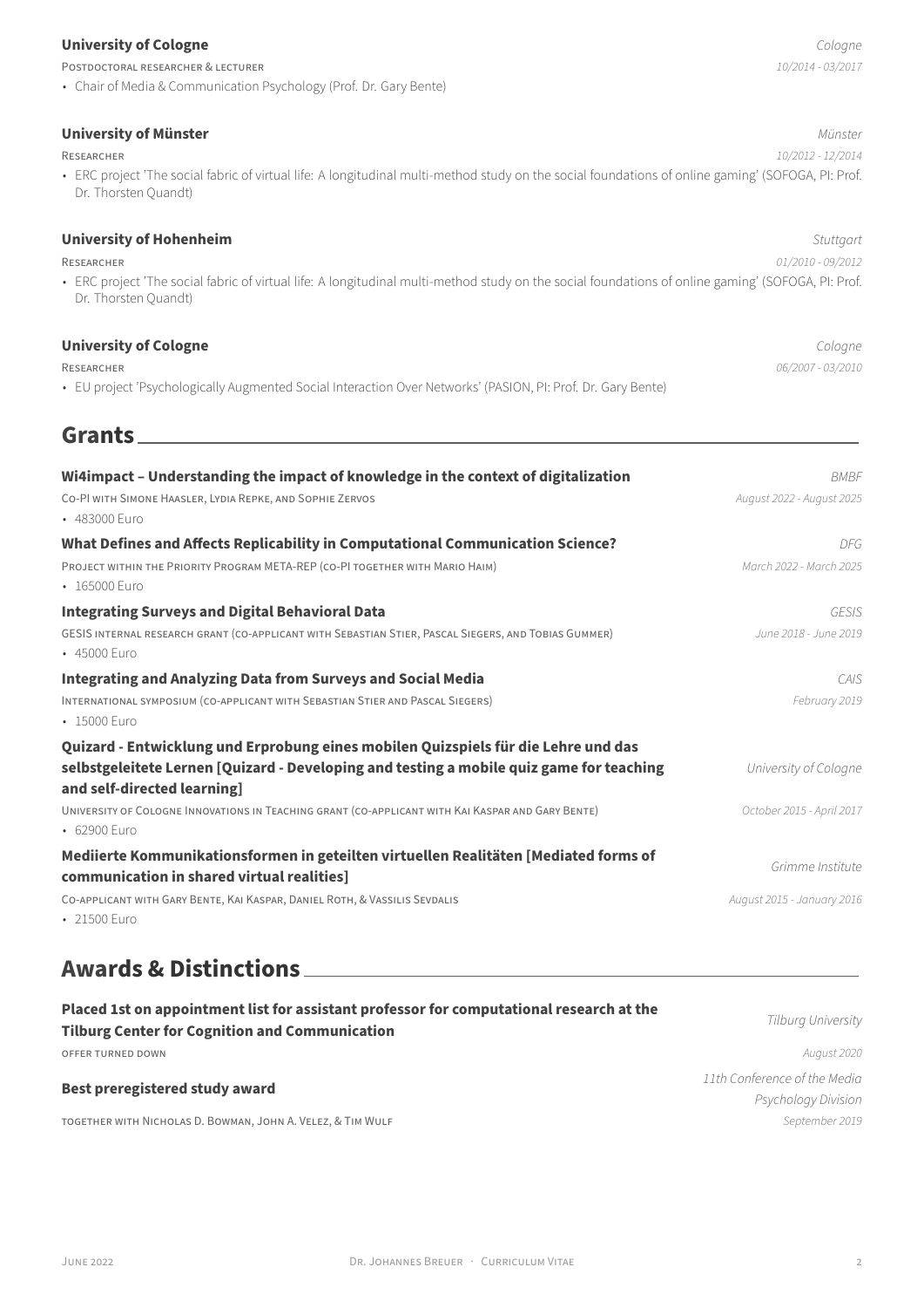**University of Cologne** *Cologne*

Postdoctoral researcher & lecturer *10/2014 - 03/2017*

- Chair of Media & Communication Psychology (Prof. Dr. Gary Bente)

**University of Münster** *Münster*

Researcher *10/2012 - 12/2014*

- ERC project 'The social fabric of virtual life: A longitudinal multi-method study on the social foundations of online gaming' (SOFOGA, PI: Prof. Dr. Thorsten Quandt)

**University of Hohenheim** *Stuttgart*

Researcher *01/2010 - 09/2012*

- ERC project 'The social fabric of virtual life: A longitudinal multi-method study on the social foundations of online gaming' (SOFOGA, PI: Prof. Dr. Thorsten Quandt)

**University of Cologne** *Cologne*

Researcher *06/2007 - 03/2010*

- EU project 'Psychologically Augmented Social Interaction Over Networks' (PASION, PI: Prof. Dr. Gary Bente)

## Grants

**Wi4impact – Understanding the impact of knowledge in the context of digitalization** *BMBF*

Co-PI with Simone Haasler, Lydia Repke, and Sophie Zervos *August 2022 - August 2025*

- 483000 Euro

**What Defines and Affects Replicability in Computational Communication Science?** *DFG*

Project within the Priority Program META-REP (co-PI together with Mario Haim) *March 2022 - March 2025*

- 165000 Euro

**Integrating Surveys and Digital Behavioral Data** *GESIS*

GESIS internal research grant (co-applicant with Sebastian Stier, Pascal Siegers, and Tobias Gummer) *June 2018 - June 2019*

- 45000 Euro

**Integrating and Analyzing Data from Surveys and Social Media** *CAIS*

International symposium (co-applicant with Sebastian Stier and Pascal Siegers) *February 2019*

- 15000 Euro

**Quizard - Entwicklung und Erprobung eines mobilen Quizspiels für die Lehre und das selbstgeleitete Lernen [Quizard - Developing and testing a mobile quiz game for teaching and self-directed learning]** *University of Cologne*

University of Cologne Innovations in Teaching grant (co-applicant with Kai Kaspar and Gary Bente) *October 2015 - April 2017*

- 62900 Euro

**Mediierte Kommunikationsformen in geteilten virtuellen Realitäten [Mediated forms of communication in shared virtual realities]** *Grimme Institute*

Co-applicant with Gary Bente, Kai Kaspar, Daniel Roth, & Vassilis Sevdalis *August 2015 - January 2016*

- 21500 Euro

## Awards & Distinctions

**Placed 1st on appointment list for assistant professor for computational research at the Tilburg Center for Cognition and Communication** *Tilburg University*

offer turned down *August 2020*

**Best preregistered study award** *11th Conference of the Media Psychology Division*

together with Nicholas D. Bowman, John A. Velez, & Tim Wulf *September 2019*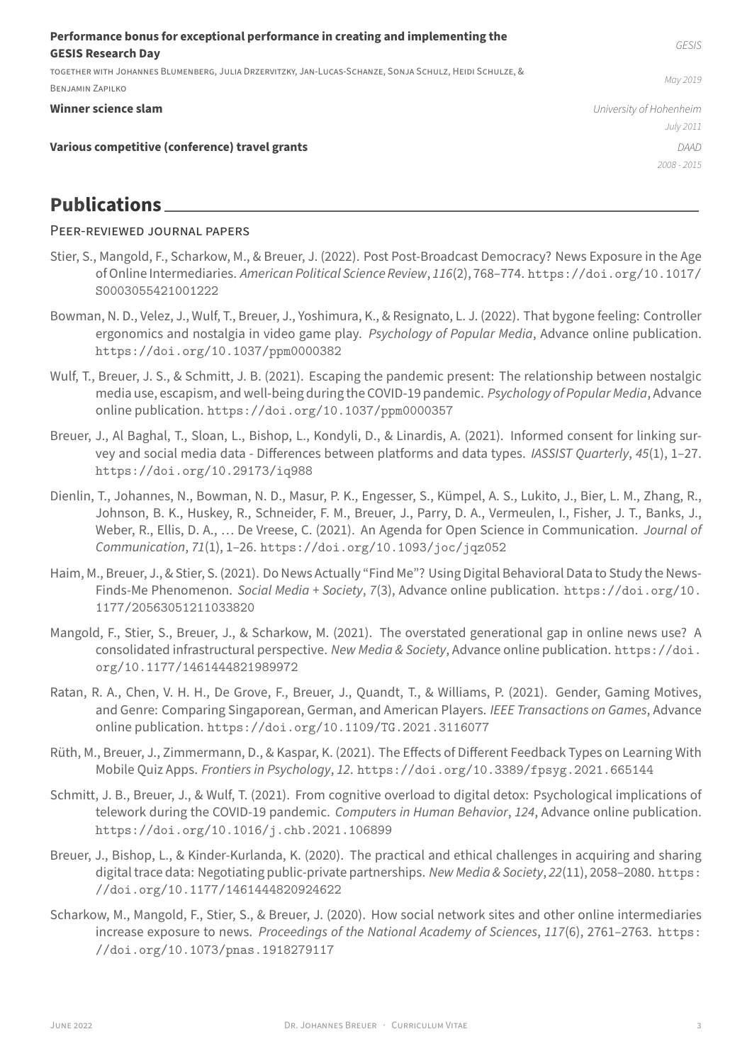**Performance bonus for exceptional performance in creating and implementing the GESIS Research Day** — *GESIS*

Together with Johannes Blumenberg, Julia Drzervitzky, Jan-Lucas-Schanze, Sonja Schulz, Heidi Schulze, & Benjamin Zapilko — *May 2019*

**Winner science slam** — *University of Hohenheim*, *July 2011*

**Various competitive (conference) travel grants** — *DAAD*, *2008 - 2015*

## Publications

### Peer-reviewed journal papers

Stier, S., Mangold, F., Scharkow, M., & Breuer, J. (2022). Post Post-Broadcast Democracy? News Exposure in the Age of Online Intermediaries. *American Political Science Review*, *116*(2), 768–774. https://doi.org/10.1017/S0003055421001222

Bowman, N. D., Velez, J., Wulf, T., Breuer, J., Yoshimura, K., & Resignato, L. J. (2022). That bygone feeling: Controller ergonomics and nostalgia in video game play. *Psychology of Popular Media*, Advance online publication. https://doi.org/10.1037/ppm0000382

Wulf, T., Breuer, J. S., & Schmitt, J. B. (2021). Escaping the pandemic present: The relationship between nostalgic media use, escapism, and well-being during the COVID-19 pandemic. *Psychology of Popular Media*, Advance online publication. https://doi.org/10.1037/ppm0000357

Breuer, J., Al Baghal, T., Sloan, L., Bishop, L., Kondyli, D., & Linardis, A. (2021). Informed consent for linking survey and social media data - Differences between platforms and data types. *IASSIST Quarterly*, *45*(1), 1–27. https://doi.org/10.29173/iq988

Dienlin, T., Johannes, N., Bowman, N. D., Masur, P. K., Engesser, S., Kümpel, A. S., Lukito, J., Bier, L. M., Zhang, R., Johnson, B. K., Huskey, R., Schneider, F. M., Breuer, J., Parry, D. A., Vermeulen, I., Fisher, J. T., Banks, J., Weber, R., Ellis, D. A., … De Vreese, C. (2021). An Agenda for Open Science in Communication. *Journal of Communication*, *71*(1), 1–26. https://doi.org/10.1093/joc/jqz052

Haim, M., Breuer, J., & Stier, S. (2021). Do News Actually "Find Me"? Using Digital Behavioral Data to Study the News-Finds-Me Phenomenon. *Social Media + Society*, *7*(3), Advance online publication. https://doi.org/10.1177/20563051211033820

Mangold, F., Stier, S., Breuer, J., & Scharkow, M. (2021). The overstated generational gap in online news use? A consolidated infrastructural perspective. *New Media & Society*, Advance online publication. https://doi.org/10.1177/1461444821989972

Ratan, R. A., Chen, V. H. H., De Grove, F., Breuer, J., Quandt, T., & Williams, P. (2021). Gender, Gaming Motives, and Genre: Comparing Singaporean, German, and American Players. *IEEE Transactions on Games*, Advance online publication. https://doi.org/10.1109/TG.2021.3116077

Rüth, M., Breuer, J., Zimmermann, D., & Kaspar, K. (2021). The Effects of Different Feedback Types on Learning With Mobile Quiz Apps. *Frontiers in Psychology*, *12*. https://doi.org/10.3389/fpsyg.2021.665144

Schmitt, J. B., Breuer, J., & Wulf, T. (2021). From cognitive overload to digital detox: Psychological implications of telework during the COVID-19 pandemic. *Computers in Human Behavior*, *124*, Advance online publication. https://doi.org/10.1016/j.chb.2021.106899

Breuer, J., Bishop, L., & Kinder-Kurlanda, K. (2020). The practical and ethical challenges in acquiring and sharing digital trace data: Negotiating public-private partnerships. *New Media & Society*, *22*(11), 2058–2080. https://doi.org/10.1177/1461444820924622

Scharkow, M., Mangold, F., Stier, S., & Breuer, J. (2020). How social network sites and other online intermediaries increase exposure to news. *Proceedings of the National Academy of Sciences*, *117*(6), 2761–2763. https://doi.org/10.1073/pnas.1918279117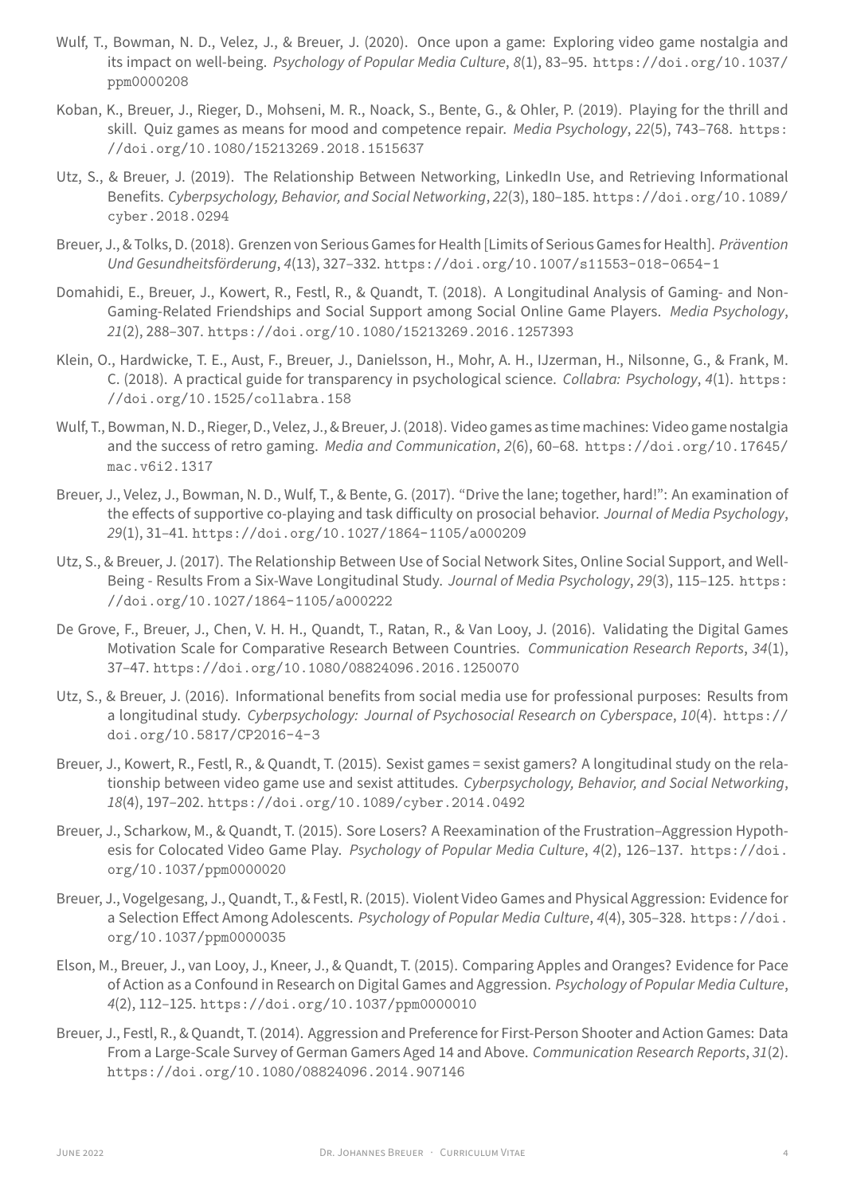Wulf, T., Bowman, N. D., Velez, J., & Breuer, J. (2020). Once upon a game: Exploring video game nostalgia and its impact on well-being. *Psychology of Popular Media Culture*, *8*(1), 83–95. https://doi.org/10.1037/ppm0000208

Koban, K., Breuer, J., Rieger, D., Mohseni, M. R., Noack, S., Bente, G., & Ohler, P. (2019). Playing for the thrill and skill. Quiz games as means for mood and competence repair. *Media Psychology*, *22*(5), 743–768. https://doi.org/10.1080/15213269.2018.1515637

Utz, S., & Breuer, J. (2019). The Relationship Between Networking, LinkedIn Use, and Retrieving Informational Benefits. *Cyberpsychology, Behavior, and Social Networking*, *22*(3), 180–185. https://doi.org/10.1089/cyber.2018.0294

Breuer, J., & Tolks, D. (2018). Grenzen von Serious Games for Health [Limits of Serious Games for Health]. *Prävention Und Gesundheitsförderung*, *4*(13), 327–332. https://doi.org/10.1007/s11553-018-0654-1

Domahidi, E., Breuer, J., Kowert, R., Festl, R., & Quandt, T. (2018). A Longitudinal Analysis of Gaming- and Non-Gaming-Related Friendships and Social Support among Social Online Game Players. *Media Psychology*, *21*(2), 288–307. https://doi.org/10.1080/15213269.2016.1257393

Klein, O., Hardwicke, T. E., Aust, F., Breuer, J., Danielsson, H., Mohr, A. H., IJzerman, H., Nilsonne, G., & Frank, M. C. (2018). A practical guide for transparency in psychological science. *Collabra: Psychology*, *4*(1). https://doi.org/10.1525/collabra.158

Wulf, T., Bowman, N. D., Rieger, D., Velez, J., & Breuer, J. (2018). Video games as time machines: Video game nostalgia and the success of retro gaming. *Media and Communication*, *2*(6), 60–68. https://doi.org/10.17645/mac.v6i2.1317

Breuer, J., Velez, J., Bowman, N. D., Wulf, T., & Bente, G. (2017). "Drive the lane; together, hard!": An examination of the effects of supportive co-playing and task difficulty on prosocial behavior. *Journal of Media Psychology*, *29*(1), 31–41. https://doi.org/10.1027/1864-1105/a000209

Utz, S., & Breuer, J. (2017). The Relationship Between Use of Social Network Sites, Online Social Support, and Well-Being - Results From a Six-Wave Longitudinal Study. *Journal of Media Psychology*, *29*(3), 115–125. https://doi.org/10.1027/1864-1105/a000222

De Grove, F., Breuer, J., Chen, V. H. H., Quandt, T., Ratan, R., & Van Looy, J. (2016). Validating the Digital Games Motivation Scale for Comparative Research Between Countries. *Communication Research Reports*, *34*(1), 37–47. https://doi.org/10.1080/08824096.2016.1250070

Utz, S., & Breuer, J. (2016). Informational benefits from social media use for professional purposes: Results from a longitudinal study. *Cyberpsychology: Journal of Psychosocial Research on Cyberspace*, *10*(4). https://doi.org/10.5817/CP2016-4-3

Breuer, J., Kowert, R., Festl, R., & Quandt, T. (2015). Sexist games = sexist gamers? A longitudinal study on the relationship between video game use and sexist attitudes. *Cyberpsychology, Behavior, and Social Networking*, *18*(4), 197–202. https://doi.org/10.1089/cyber.2014.0492

Breuer, J., Scharkow, M., & Quandt, T. (2015). Sore Losers? A Reexamination of the Frustration–Aggression Hypothesis for Colocated Video Game Play. *Psychology of Popular Media Culture*, *4*(2), 126–137. https://doi.org/10.1037/ppm0000020

Breuer, J., Vogelgesang, J., Quandt, T., & Festl, R. (2015). Violent Video Games and Physical Aggression: Evidence for a Selection Effect Among Adolescents. *Psychology of Popular Media Culture*, *4*(4), 305–328. https://doi.org/10.1037/ppm0000035

Elson, M., Breuer, J., van Looy, J., Kneer, J., & Quandt, T. (2015). Comparing Apples and Oranges? Evidence for Pace of Action as a Confound in Research on Digital Games and Aggression. *Psychology of Popular Media Culture*, *4*(2), 112–125. https://doi.org/10.1037/ppm0000010

Breuer, J., Festl, R., & Quandt, T. (2014). Aggression and Preference for First-Person Shooter and Action Games: Data From a Large-Scale Survey of German Gamers Aged 14 and Above. *Communication Research Reports*, *31*(2). https://doi.org/10.1080/08824096.2014.907146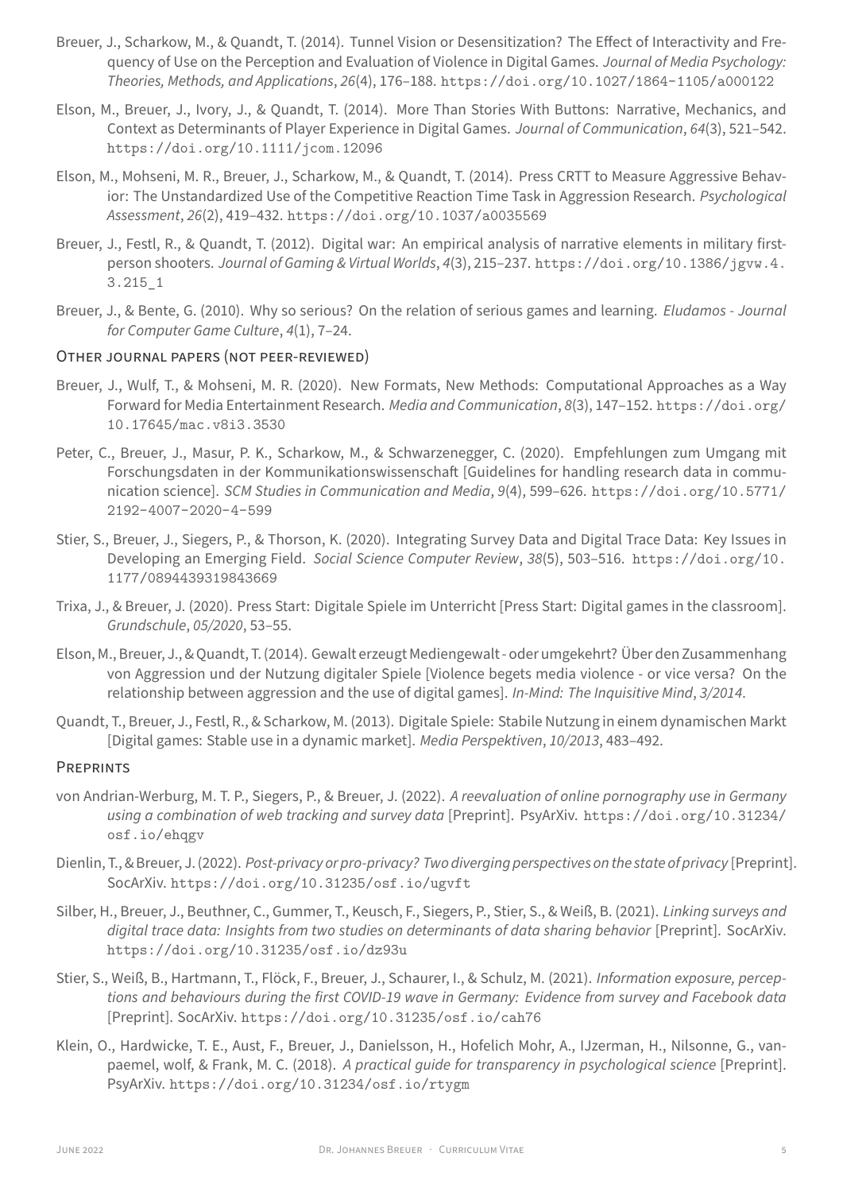Breuer, J., Scharkow, M., & Quandt, T. (2014). Tunnel Vision or Desensitization? The Effect of Interactivity and Frequency of Use on the Perception and Evaluation of Violence in Digital Games. *Journal of Media Psychology: Theories, Methods, and Applications*, *26*(4), 176–188. https://doi.org/10.1027/1864-1105/a000122

Elson, M., Breuer, J., Ivory, J., & Quandt, T. (2014). More Than Stories With Buttons: Narrative, Mechanics, and Context as Determinants of Player Experience in Digital Games. *Journal of Communication*, *64*(3), 521–542. https://doi.org/10.1111/jcom.12096

Elson, M., Mohseni, M. R., Breuer, J., Scharkow, M., & Quandt, T. (2014). Press CRTT to Measure Aggressive Behavior: The Unstandardized Use of the Competitive Reaction Time Task in Aggression Research. *Psychological Assessment*, *26*(2), 419–432. https://doi.org/10.1037/a0035569

Breuer, J., Festl, R., & Quandt, T. (2012). Digital war: An empirical analysis of narrative elements in military first-person shooters. *Journal of Gaming & Virtual Worlds*, *4*(3), 215–237. https://doi.org/10.1386/jgvw.4.3.215_1

Breuer, J., & Bente, G. (2010). Why so serious? On the relation of serious games and learning. *Eludamos - Journal for Computer Game Culture*, *4*(1), 7–24.

### Other journal papers (not peer-reviewed)

Breuer, J., Wulf, T., & Mohseni, M. R. (2020). New Formats, New Methods: Computational Approaches as a Way Forward for Media Entertainment Research. *Media and Communication*, *8*(3), 147–152. https://doi.org/10.17645/mac.v8i3.3530

Peter, C., Breuer, J., Masur, P. K., Scharkow, M., & Schwarzenegger, C. (2020). Empfehlungen zum Umgang mit Forschungsdaten in der Kommunikationswissenschaft [Guidelines for handling research data in communication science]. *SCM Studies in Communication and Media*, *9*(4), 599–626. https://doi.org/10.5771/2192-4007-2020-4-599

Stier, S., Breuer, J., Siegers, P., & Thorson, K. (2020). Integrating Survey Data and Digital Trace Data: Key Issues in Developing an Emerging Field. *Social Science Computer Review*, *38*(5), 503–516. https://doi.org/10.1177/0894439319843669

Trixa, J., & Breuer, J. (2020). Press Start: Digitale Spiele im Unterricht [Press Start: Digital games in the classroom]. *Grundschule*, *05/2020*, 53–55.

Elson, M., Breuer, J., & Quandt, T. (2014). Gewalt erzeugt Mediengewalt - oder umgekehrt? Über den Zusammenhang von Aggression und der Nutzung digitaler Spiele [Violence begets media violence - or vice versa? On the relationship between aggression and the use of digital games]. *In-Mind: The Inquisitive Mind*, *3/2014*.

Quandt, T., Breuer, J., Festl, R., & Scharkow, M. (2013). Digitale Spiele: Stabile Nutzung in einem dynamischen Markt [Digital games: Stable use in a dynamic market]. *Media Perspektiven*, *10/2013*, 483–492.

### Preprints

von Andrian-Werburg, M. T. P., Siegers, P., & Breuer, J. (2022). *A reevaluation of online pornography use in Germany using a combination of web tracking and survey data* [Preprint]. PsyArXiv. https://doi.org/10.31234/osf.io/ehqgv

Dienlin, T., & Breuer, J. (2022). *Post-privacy or pro-privacy? Two diverging perspectives on the state of privacy* [Preprint]. SocArXiv. https://doi.org/10.31235/osf.io/ugvft

Silber, H., Breuer, J., Beuthner, C., Gummer, T., Keusch, F., Siegers, P., Stier, S., & Weiß, B. (2021). *Linking surveys and digital trace data: Insights from two studies on determinants of data sharing behavior* [Preprint]. SocArXiv. https://doi.org/10.31235/osf.io/dz93u

Stier, S., Weiß, B., Hartmann, T., Flöck, F., Breuer, J., Schaurer, I., & Schulz, M. (2021). *Information exposure, perceptions and behaviours during the first COVID-19 wave in Germany: Evidence from survey and Facebook data* [Preprint]. SocArXiv. https://doi.org/10.31235/osf.io/cah76

Klein, O., Hardwicke, T. E., Aust, F., Breuer, J., Danielsson, H., Hofelich Mohr, A., IJzerman, H., Nilsonne, G., vanpaemel, wolf, & Frank, M. C. (2018). *A practical guide for transparency in psychological science* [Preprint]. PsyArXiv. https://doi.org/10.31234/osf.io/rtygm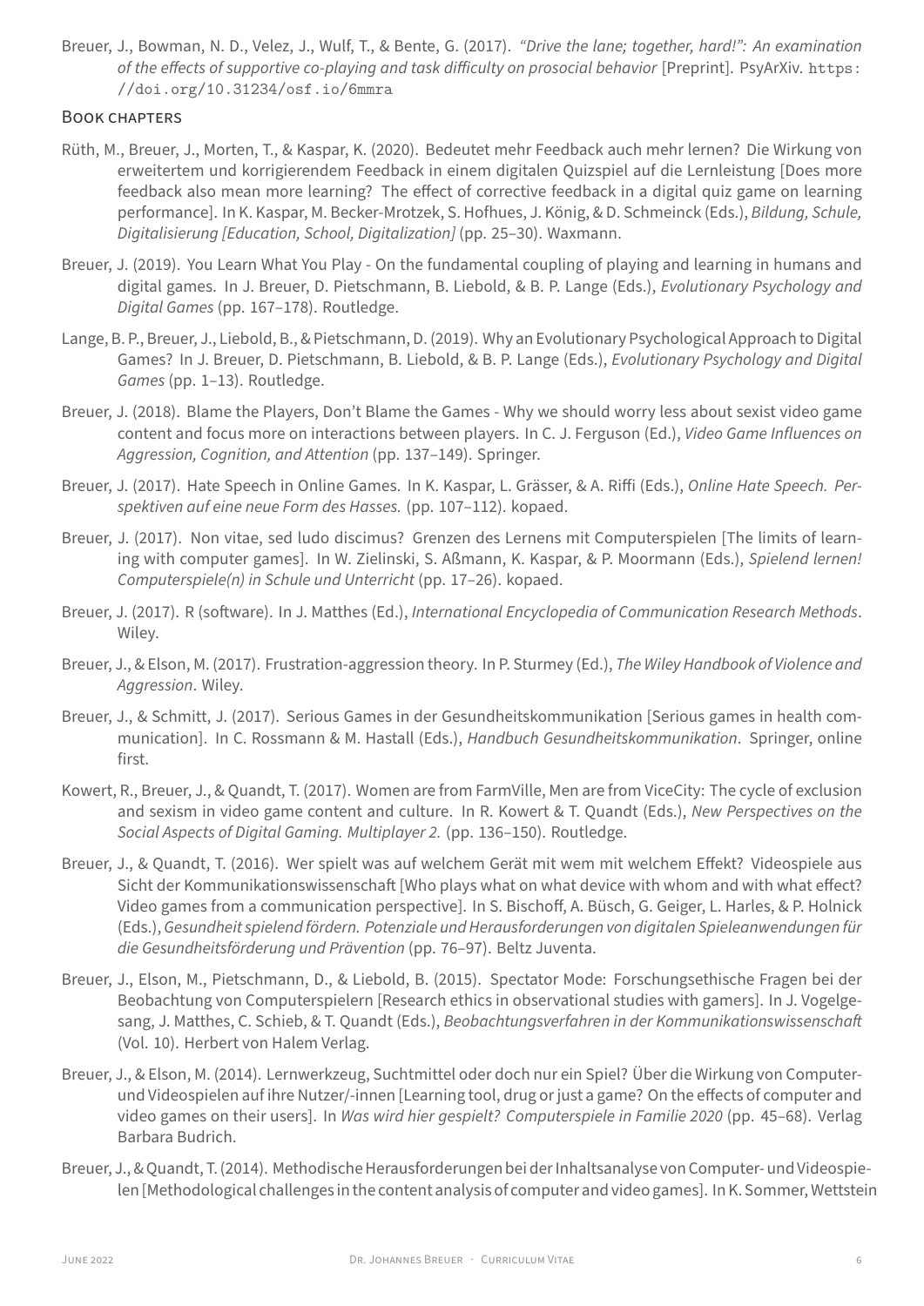Breuer, J., Bowman, N. D., Velez, J., Wulf, T., & Bente, G. (2017). *"Drive the lane; together, hard!": An examination of the effects of supportive co-playing and task difficulty on prosocial behavior* [Preprint]. PsyArXiv. https://doi.org/10.31234/osf.io/6mmra

### Book chapters

Rüth, M., Breuer, J., Morten, T., & Kaspar, K. (2020). Bedeutet mehr Feedback auch mehr lernen? Die Wirkung von erweitertem und korrigierendem Feedback in einem digitalen Quizspiel auf die Lernleistung [Does more feedback also mean more learning? The effect of corrective feedback in a digital quiz game on learning performance]. In K. Kaspar, M. Becker-Mrotzek, S. Hofhues, J. König, & D. Schmeinck (Eds.), *Bildung, Schule, Digitalisierung [Education, School, Digitalization]* (pp. 25–30). Waxmann.

Breuer, J. (2019). You Learn What You Play - On the fundamental coupling of playing and learning in humans and digital games. In J. Breuer, D. Pietschmann, B. Liebold, & B. P. Lange (Eds.), *Evolutionary Psychology and Digital Games* (pp. 167–178). Routledge.

Lange, B. P., Breuer, J., Liebold, B., & Pietschmann, D. (2019). Why an Evolutionary Psychological Approach to Digital Games? In J. Breuer, D. Pietschmann, B. Liebold, & B. P. Lange (Eds.), *Evolutionary Psychology and Digital Games* (pp. 1–13). Routledge.

Breuer, J. (2018). Blame the Players, Don't Blame the Games - Why we should worry less about sexist video game content and focus more on interactions between players. In C. J. Ferguson (Ed.), *Video Game Influences on Aggression, Cognition, and Attention* (pp. 137–149). Springer.

Breuer, J. (2017). Hate Speech in Online Games. In K. Kaspar, L. Grässer, & A. Riffi (Eds.), *Online Hate Speech. Perspektiven auf eine neue Form des Hasses.* (pp. 107–112). kopaed.

Breuer, J. (2017). Non vitae, sed ludo discimus? Grenzen des Lernens mit Computerspielen [The limits of learning with computer games]. In W. Zielinski, S. Aßmann, K. Kaspar, & P. Moormann (Eds.), *Spielend lernen! Computerspiele(n) in Schule und Unterricht* (pp. 17–26). kopaed.

Breuer, J. (2017). R (software). In J. Matthes (Ed.), *International Encyclopedia of Communication Research Methods*. Wiley.

Breuer, J., & Elson, M. (2017). Frustration-aggression theory. In P. Sturmey (Ed.), *The Wiley Handbook of Violence and Aggression*. Wiley.

Breuer, J., & Schmitt, J. (2017). Serious Games in der Gesundheitskommunikation [Serious games in health communication]. In C. Rossmann & M. Hastall (Eds.), *Handbuch Gesundheitskommunikation*. Springer, online first.

Kowert, R., Breuer, J., & Quandt, T. (2017). Women are from FarmVille, Men are from ViceCity: The cycle of exclusion and sexism in video game content and culture. In R. Kowert & T. Quandt (Eds.), *New Perspectives on the Social Aspects of Digital Gaming. Multiplayer 2.* (pp. 136–150). Routledge.

Breuer, J., & Quandt, T. (2016). Wer spielt was auf welchem Gerät mit wem mit welchem Effekt? Videospiele aus Sicht der Kommunikationswissenschaft [Who plays what on what device with whom and with what effect? Video games from a communication perspective]. In S. Bischoff, A. Büsch, G. Geiger, L. Harles, & P. Holnick (Eds.), *Gesundheit spielend fördern. Potenziale und Herausforderungen von digitalen Spieleanwendungen für die Gesundheitsförderung und Prävention* (pp. 76–97). Beltz Juventa.

Breuer, J., Elson, M., Pietschmann, D., & Liebold, B. (2015). Spectator Mode: Forschungsethische Fragen bei der Beobachtung von Computerspielern [Research ethics in observational studies with gamers]. In J. Vogelgesang, J. Matthes, C. Schieb, & T. Quandt (Eds.), *Beobachtungsverfahren in der Kommunikationswissenschaft* (Vol. 10). Herbert von Halem Verlag.

Breuer, J., & Elson, M. (2014). Lernwerkzeug, Suchtmittel oder doch nur ein Spiel? Über die Wirkung von Computer- und Videospielen auf ihre Nutzer/-innen [Learning tool, drug or just a game? On the effects of computer and video games on their users]. In *Was wird hier gespielt? Computerspiele in Familie 2020* (pp. 45–68). Verlag Barbara Budrich.

Breuer, J., & Quandt, T. (2014). Methodische Herausforderungen bei der Inhaltsanalyse von Computer- und Videospielen [Methodological challenges in the content analysis of computer and video games]. In K. Sommer, Wettstein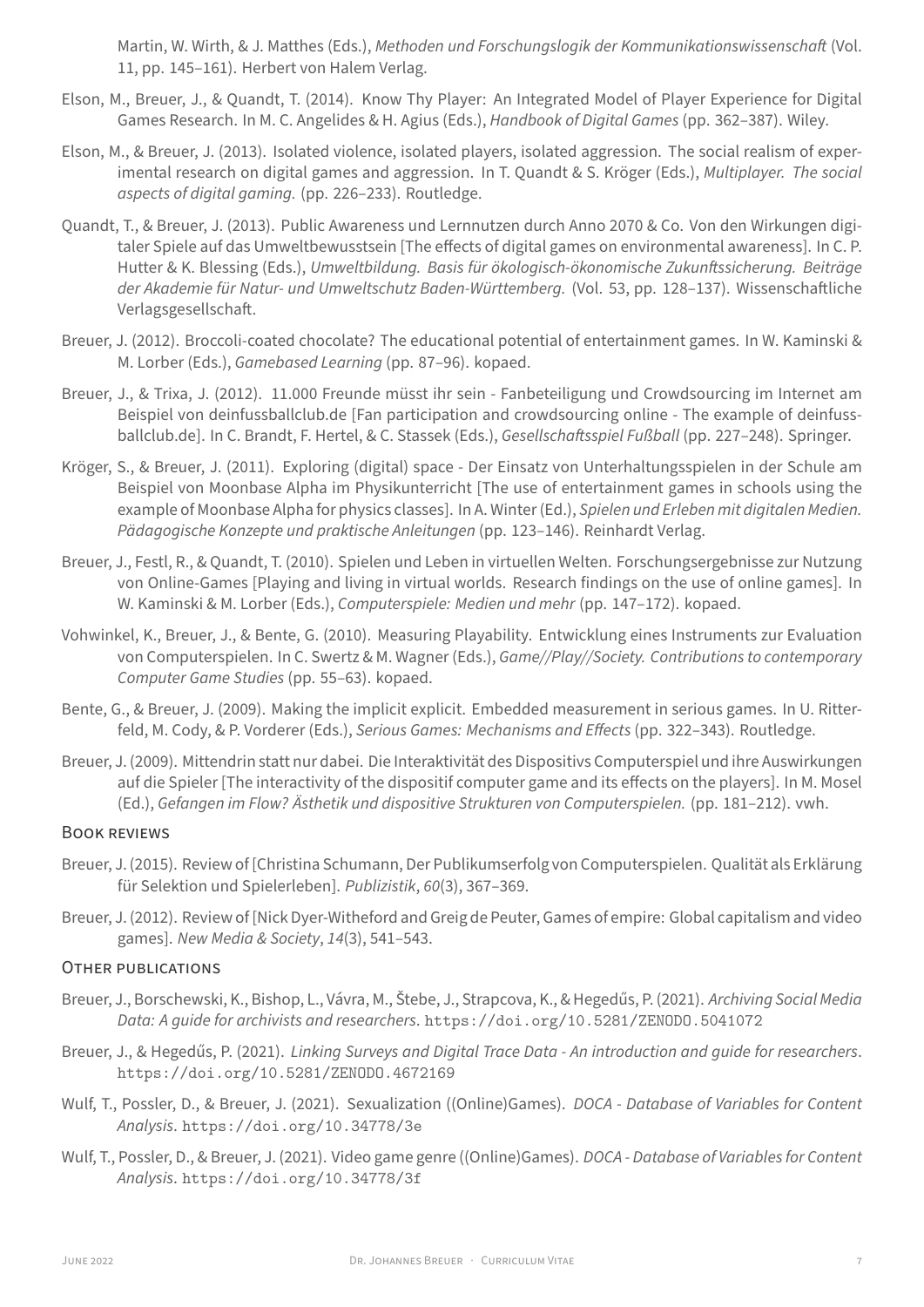Martin, W. Wirth, & J. Matthes (Eds.), *Methoden und Forschungslogik der Kommunikationswissenschaft* (Vol. 11, pp. 145–161). Herbert von Halem Verlag.

Elson, M., Breuer, J., & Quandt, T. (2014). Know Thy Player: An Integrated Model of Player Experience for Digital Games Research. In M. C. Angelides & H. Agius (Eds.), *Handbook of Digital Games* (pp. 362–387). Wiley.

Elson, M., & Breuer, J. (2013). Isolated violence, isolated players, isolated aggression. The social realism of experimental research on digital games and aggression. In T. Quandt & S. Kröger (Eds.), *Multiplayer. The social aspects of digital gaming.* (pp. 226–233). Routledge.

Quandt, T., & Breuer, J. (2013). Public Awareness und Lernnutzen durch Anno 2070 & Co. Von den Wirkungen digitaler Spiele auf das Umweltbewusstsein [The effects of digital games on environmental awareness]. In C. P. Hutter & K. Blessing (Eds.), *Umweltbildung. Basis für ökologisch-ökonomische Zukunftssicherung. Beiträge der Akademie für Natur- und Umweltschutz Baden-Württemberg.* (Vol. 53, pp. 128–137). Wissenschaftliche Verlagsgesellschaft.

Breuer, J. (2012). Broccoli-coated chocolate? The educational potential of entertainment games. In W. Kaminski & M. Lorber (Eds.), *Gamebased Learning* (pp. 87–96). kopaed.

Breuer, J., & Trixa, J. (2012). 11.000 Freunde müsst ihr sein - Fanbeteiligung und Crowdsourcing im Internet am Beispiel von deinfussballclub.de [Fan participation and crowdsourcing online - The example of deinfussballclub.de]. In C. Brandt, F. Hertel, & C. Stassek (Eds.), *Gesellschaftsspiel Fußball* (pp. 227–248). Springer.

Kröger, S., & Breuer, J. (2011). Exploring (digital) space - Der Einsatz von Unterhaltungsspielen in der Schule am Beispiel von Moonbase Alpha im Physikunterricht [The use of entertainment games in schools using the example of Moonbase Alpha for physics classes]. In A. Winter (Ed.), *Spielen und Erleben mit digitalen Medien. Pädagogische Konzepte und praktische Anleitungen* (pp. 123–146). Reinhardt Verlag.

Breuer, J., Festl, R., & Quandt, T. (2010). Spielen und Leben in virtuellen Welten. Forschungsergebnisse zur Nutzung von Online-Games [Playing and living in virtual worlds. Research findings on the use of online games]. In W. Kaminski & M. Lorber (Eds.), *Computerspiele: Medien und mehr* (pp. 147–172). kopaed.

Vohwinkel, K., Breuer, J., & Bente, G. (2010). Measuring Playability. Entwicklung eines Instruments zur Evaluation von Computerspielen. In C. Swertz & M. Wagner (Eds.), *Game//Play//Society. Contributions to contemporary Computer Game Studies* (pp. 55–63). kopaed.

Bente, G., & Breuer, J. (2009). Making the implicit explicit. Embedded measurement in serious games. In U. Ritterfeld, M. Cody, & P. Vorderer (Eds.), *Serious Games: Mechanisms and Effects* (pp. 322–343). Routledge.

Breuer, J. (2009). Mittendrin statt nur dabei. Die Interaktivität des Dispositivs Computerspiel und ihre Auswirkungen auf die Spieler [The interactivity of the dispositif computer game and its effects on the players]. In M. Mosel (Ed.), *Gefangen im Flow? Ästhetik und dispositive Strukturen von Computerspielen.* (pp. 181–212). vwh.

## Book reviews

Breuer, J. (2015). Review of [Christina Schumann, Der Publikumserfolg von Computerspielen. Qualität als Erklärung für Selektion und Spielerleben]. *Publizistik*, *60*(3), 367–369.

Breuer, J. (2012). Review of [Nick Dyer-Witheford and Greig de Peuter, Games of empire: Global capitalism and video games]. *New Media & Society*, *14*(3), 541–543.

## Other publications

Breuer, J., Borschewski, K., Bishop, L., Vávra, M., Štebe, J., Strapcova, K., & Hegedűs, P. (2021). *Archiving Social Media Data: A guide for archivists and researchers*. https://doi.org/10.5281/ZENODO.5041072

Breuer, J., & Hegedűs, P. (2021). *Linking Surveys and Digital Trace Data - An introduction and guide for researchers*. https://doi.org/10.5281/ZENODO.4672169

Wulf, T., Possler, D., & Breuer, J. (2021). Sexualization ((Online)Games). *DOCA - Database of Variables for Content Analysis*. https://doi.org/10.34778/3e

Wulf, T., Possler, D., & Breuer, J. (2021). Video game genre ((Online)Games). *DOCA - Database of Variables for Content Analysis*. https://doi.org/10.34778/3f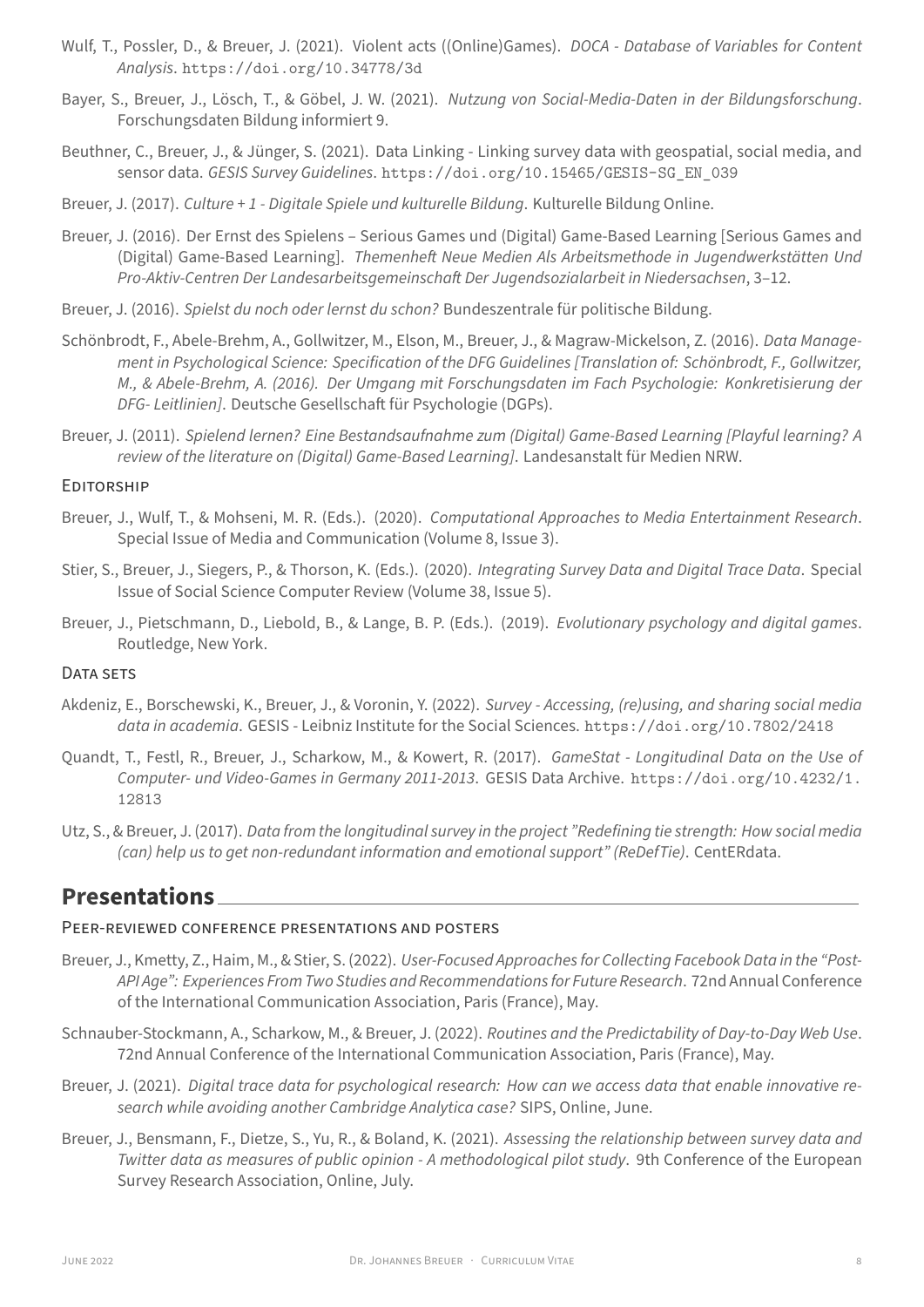Wulf, T., Possler, D., & Breuer, J. (2021). Violent acts ((Online)Games). *DOCA - Database of Variables for Content Analysis*. https://doi.org/10.34778/3d

Bayer, S., Breuer, J., Lösch, T., & Göbel, J. W. (2021). *Nutzung von Social-Media-Daten in der Bildungsforschung*. Forschungsdaten Bildung informiert 9.

Beuthner, C., Breuer, J., & Jünger, S. (2021). Data Linking - Linking survey data with geospatial, social media, and sensor data. *GESIS Survey Guidelines*. https://doi.org/10.15465/GESIS-SG_EN_039

Breuer, J. (2017). *Culture + 1 - Digitale Spiele und kulturelle Bildung*. Kulturelle Bildung Online.

Breuer, J. (2016). Der Ernst des Spielens – Serious Games und (Digital) Game-Based Learning [Serious Games and (Digital) Game-Based Learning]. *Themenheft Neue Medien Als Arbeitsmethode in Jugendwerkstätten Und Pro-Aktiv-Centren Der Landesarbeitsgemeinschaft Der Jugendsozialarbeit in Niedersachsen*, 3–12.

Breuer, J. (2016). *Spielst du noch oder lernst du schon?* Bundeszentrale für politische Bildung.

Schönbrodt, F., Abele-Brehm, A., Gollwitzer, M., Elson, M., Breuer, J., & Magraw-Mickelson, Z. (2016). *Data Management in Psychological Science: Specification of the DFG Guidelines [Translation of: Schönbrodt, F., Gollwitzer, M., & Abele-Brehm, A. (2016). Der Umgang mit Forschungsdaten im Fach Psychologie: Konkretisierung der DFG- Leitlinien]*. Deutsche Gesellschaft für Psychologie (DGPs).

Breuer, J. (2011). *Spielend lernen? Eine Bestandsaufnahme zum (Digital) Game-Based Learning [Playful learning? A review of the literature on (Digital) Game-Based Learning]*. Landesanstalt für Medien NRW.

### Editorship

Breuer, J., Wulf, T., & Mohseni, M. R. (Eds.). (2020). *Computational Approaches to Media Entertainment Research*. Special Issue of Media and Communication (Volume 8, Issue 3).

Stier, S., Breuer, J., Siegers, P., & Thorson, K. (Eds.). (2020). *Integrating Survey Data and Digital Trace Data*. Special Issue of Social Science Computer Review (Volume 38, Issue 5).

Breuer, J., Pietschmann, D., Liebold, B., & Lange, B. P. (Eds.). (2019). *Evolutionary psychology and digital games*. Routledge, New York.

### Data sets

Akdeniz, E., Borschewski, K., Breuer, J., & Voronin, Y. (2022). *Survey - Accessing, (re)using, and sharing social media data in academia*. GESIS - Leibniz Institute for the Social Sciences. https://doi.org/10.7802/2418

Quandt, T., Festl, R., Breuer, J., Scharkow, M., & Kowert, R. (2017). *GameStat - Longitudinal Data on the Use of Computer- und Video-Games in Germany 2011-2013*. GESIS Data Archive. https://doi.org/10.4232/1.12813

Utz, S., & Breuer, J. (2017). *Data from the longitudinal survey in the project "Redefining tie strength: How social media (can) help us to get non-redundant information and emotional support" (ReDefTie)*. CentERdata.

## Presentations

### Peer-reviewed conference presentations and posters

Breuer, J., Kmetty, Z., Haim, M., & Stier, S. (2022). *User-Focused Approaches for Collecting Facebook Data in the "Post-API Age": Experiences From Two Studies and Recommendations for Future Research*. 72nd Annual Conference of the International Communication Association, Paris (France), May.

Schnauber-Stockmann, A., Scharkow, M., & Breuer, J. (2022). *Routines and the Predictability of Day-to-Day Web Use*. 72nd Annual Conference of the International Communication Association, Paris (France), May.

Breuer, J. (2021). *Digital trace data for psychological research: How can we access data that enable innovative research while avoiding another Cambridge Analytica case?* SIPS, Online, June.

Breuer, J., Bensmann, F., Dietze, S., Yu, R., & Boland, K. (2021). *Assessing the relationship between survey data and Twitter data as measures of public opinion - A methodological pilot study*. 9th Conference of the European Survey Research Association, Online, July.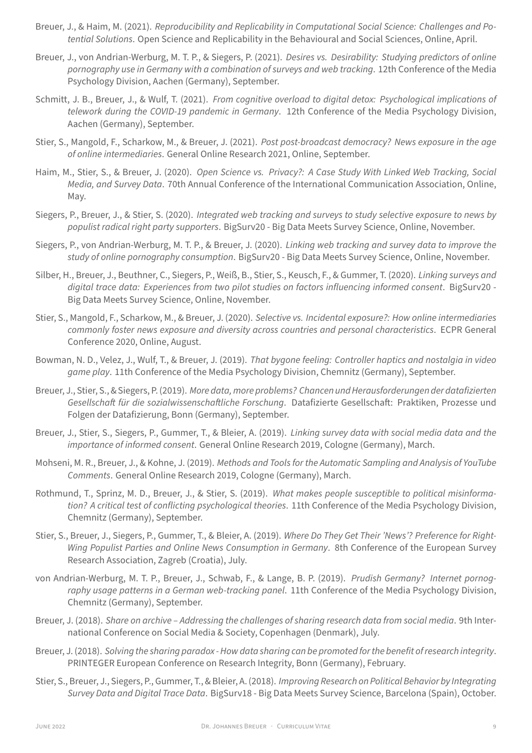Breuer, J., & Haim, M. (2021). *Reproducibility and Replicability in Computational Social Science: Challenges and Potential Solutions*. Open Science and Replicability in the Behavioural and Social Sciences, Online, April.

Breuer, J., von Andrian-Werburg, M. T. P., & Siegers, P. (2021). *Desires vs. Desirability: Studying predictors of online pornography use in Germany with a combination of surveys and web tracking*. 12th Conference of the Media Psychology Division, Aachen (Germany), September.

Schmitt, J. B., Breuer, J., & Wulf, T. (2021). *From cognitive overload to digital detox: Psychological implications of telework during the COVID-19 pandemic in Germany*. 12th Conference of the Media Psychology Division, Aachen (Germany), September.

Stier, S., Mangold, F., Scharkow, M., & Breuer, J. (2021). *Post post-broadcast democracy? News exposure in the age of online intermediaries*. General Online Research 2021, Online, September.

Haim, M., Stier, S., & Breuer, J. (2020). *Open Science vs. Privacy?: A Case Study With Linked Web Tracking, Social Media, and Survey Data*. 70th Annual Conference of the International Communication Association, Online, May.

Siegers, P., Breuer, J., & Stier, S. (2020). *Integrated web tracking and surveys to study selective exposure to news by populist radical right party supporters*. BigSurv20 - Big Data Meets Survey Science, Online, November.

Siegers, P., von Andrian-Werburg, M. T. P., & Breuer, J. (2020). *Linking web tracking and survey data to improve the study of online pornography consumption*. BigSurv20 - Big Data Meets Survey Science, Online, November.

Silber, H., Breuer, J., Beuthner, C., Siegers, P., Weiß, B., Stier, S., Keusch, F., & Gummer, T. (2020). *Linking surveys and digital trace data: Experiences from two pilot studies on factors influencing informed consent*. BigSurv20 - Big Data Meets Survey Science, Online, November.

Stier, S., Mangold, F., Scharkow, M., & Breuer, J. (2020). *Selective vs. Incidental exposure?: How online intermediaries commonly foster news exposure and diversity across countries and personal characteristics*. ECPR General Conference 2020, Online, August.

Bowman, N. D., Velez, J., Wulf, T., & Breuer, J. (2019). *That bygone feeling: Controller haptics and nostalgia in video game play*. 11th Conference of the Media Psychology Division, Chemnitz (Germany), September.

Breuer, J., Stier, S., & Siegers, P. (2019). *More data, more problems? Chancen und Herausforderungen der datafizierten Gesellschaft für die sozialwissenschaftliche Forschung*. Datafizierte Gesellschaft: Praktiken, Prozesse und Folgen der Datafizierung, Bonn (Germany), September.

Breuer, J., Stier, S., Siegers, P., Gummer, T., & Bleier, A. (2019). *Linking survey data with social media data and the importance of informed consent*. General Online Research 2019, Cologne (Germany), March.

Mohseni, M. R., Breuer, J., & Kohne, J. (2019). *Methods and Tools for the Automatic Sampling and Analysis of YouTube Comments*. General Online Research 2019, Cologne (Germany), March.

Rothmund, T., Sprinz, M. D., Breuer, J., & Stier, S. (2019). *What makes people susceptible to political misinformation? A critical test of conflicting psychological theories*. 11th Conference of the Media Psychology Division, Chemnitz (Germany), September.

Stier, S., Breuer, J., Siegers, P., Gummer, T., & Bleier, A. (2019). *Where Do They Get Their 'News'? Preference for Right-Wing Populist Parties and Online News Consumption in Germany*. 8th Conference of the European Survey Research Association, Zagreb (Croatia), July.

von Andrian-Werburg, M. T. P., Breuer, J., Schwab, F., & Lange, B. P. (2019). *Prudish Germany? Internet pornography usage patterns in a German web-tracking panel*. 11th Conference of the Media Psychology Division, Chemnitz (Germany), September.

Breuer, J. (2018). *Share on archive – Addressing the challenges of sharing research data from social media*. 9th International Conference on Social Media & Society, Copenhagen (Denmark), July.

Breuer, J. (2018). *Solving the sharing paradox - How data sharing can be promoted for the benefit of research integrity*. PRINTEGER European Conference on Research Integrity, Bonn (Germany), February.

Stier, S., Breuer, J., Siegers, P., Gummer, T., & Bleier, A. (2018). *Improving Research on Political Behavior by Integrating Survey Data and Digital Trace Data*. BigSurv18 - Big Data Meets Survey Science, Barcelona (Spain), October.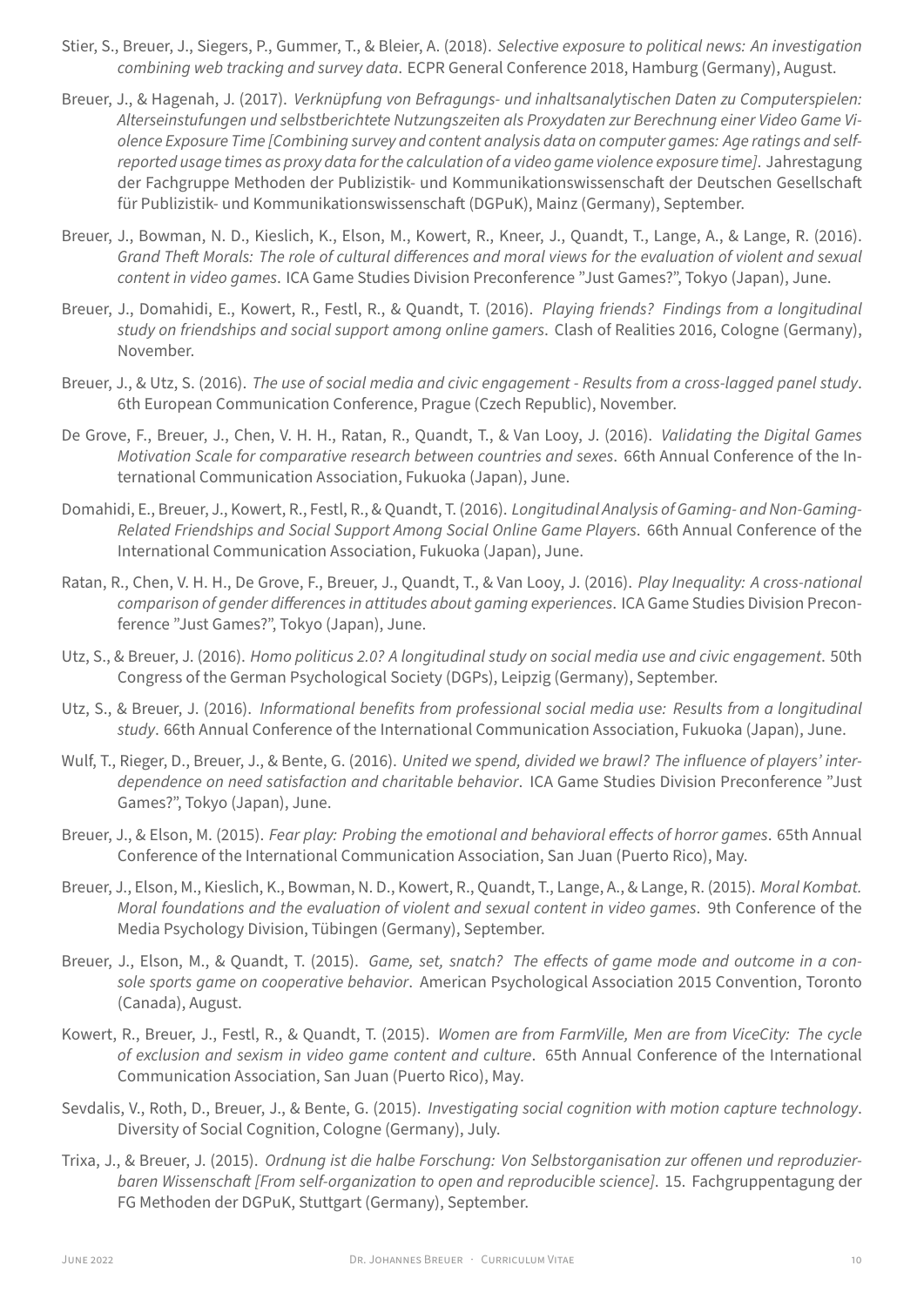Stier, S., Breuer, J., Siegers, P., Gummer, T., & Bleier, A. (2018). *Selective exposure to political news: An investigation combining web tracking and survey data*. ECPR General Conference 2018, Hamburg (Germany), August.

Breuer, J., & Hagenah, J. (2017). *Verknüpfung von Befragungs- und inhaltsanalytischen Daten zu Computerspielen: Alterseinstufungen und selbstberichtete Nutzungszeiten als Proxydaten zur Berechnung einer Video Game Violence Exposure Time [Combining survey and content analysis data on computer games: Age ratings and self-reported usage times as proxy data for the calculation of a video game violence exposure time]*. Jahrestagung der Fachgruppe Methoden der Publizistik- und Kommunikationswissenschaft der Deutschen Gesellschaft für Publizistik- und Kommunikationswissenschaft (DGPuK), Mainz (Germany), September.

Breuer, J., Bowman, N. D., Kieslich, K., Elson, M., Kowert, R., Kneer, J., Quandt, T., Lange, A., & Lange, R. (2016). *Grand Theft Morals: The role of cultural differences and moral views for the evaluation of violent and sexual content in video games*. ICA Game Studies Division Preconference "Just Games?", Tokyo (Japan), June.

Breuer, J., Domahidi, E., Kowert, R., Festl, R., & Quandt, T. (2016). *Playing friends? Findings from a longitudinal study on friendships and social support among online gamers*. Clash of Realities 2016, Cologne (Germany), November.

Breuer, J., & Utz, S. (2016). *The use of social media and civic engagement - Results from a cross-lagged panel study*. 6th European Communication Conference, Prague (Czech Republic), November.

De Grove, F., Breuer, J., Chen, V. H. H., Ratan, R., Quandt, T., & Van Looy, J. (2016). *Validating the Digital Games Motivation Scale for comparative research between countries and sexes*. 66th Annual Conference of the International Communication Association, Fukuoka (Japan), June.

Domahidi, E., Breuer, J., Kowert, R., Festl, R., & Quandt, T. (2016). *Longitudinal Analysis of Gaming- and Non-Gaming-Related Friendships and Social Support Among Social Online Game Players*. 66th Annual Conference of the International Communication Association, Fukuoka (Japan), June.

Ratan, R., Chen, V. H. H., De Grove, F., Breuer, J., Quandt, T., & Van Looy, J. (2016). *Play Inequality: A cross-national comparison of gender differences in attitudes about gaming experiences*. ICA Game Studies Division Preconference "Just Games?", Tokyo (Japan), June.

Utz, S., & Breuer, J. (2016). *Homo politicus 2.0? A longitudinal study on social media use and civic engagement*. 50th Congress of the German Psychological Society (DGPs), Leipzig (Germany), September.

Utz, S., & Breuer, J. (2016). *Informational benefits from professional social media use: Results from a longitudinal study*. 66th Annual Conference of the International Communication Association, Fukuoka (Japan), June.

Wulf, T., Rieger, D., Breuer, J., & Bente, G. (2016). *United we spend, divided we brawl? The influence of players' interdependence on need satisfaction and charitable behavior*. ICA Game Studies Division Preconference "Just Games?", Tokyo (Japan), June.

Breuer, J., & Elson, M. (2015). *Fear play: Probing the emotional and behavioral effects of horror games*. 65th Annual Conference of the International Communication Association, San Juan (Puerto Rico), May.

Breuer, J., Elson, M., Kieslich, K., Bowman, N. D., Kowert, R., Quandt, T., Lange, A., & Lange, R. (2015). *Moral Kombat. Moral foundations and the evaluation of violent and sexual content in video games*. 9th Conference of the Media Psychology Division, Tübingen (Germany), September.

Breuer, J., Elson, M., & Quandt, T. (2015). *Game, set, snatch? The effects of game mode and outcome in a console sports game on cooperative behavior*. American Psychological Association 2015 Convention, Toronto (Canada), August.

Kowert, R., Breuer, J., Festl, R., & Quandt, T. (2015). *Women are from FarmVille, Men are from ViceCity: The cycle of exclusion and sexism in video game content and culture*. 65th Annual Conference of the International Communication Association, San Juan (Puerto Rico), May.

Sevdalis, V., Roth, D., Breuer, J., & Bente, G. (2015). *Investigating social cognition with motion capture technology*. Diversity of Social Cognition, Cologne (Germany), July.

Trixa, J., & Breuer, J. (2015). *Ordnung ist die halbe Forschung: Von Selbstorganisation zur offenen und reproduzierbaren Wissenschaft [From self-organization to open and reproducible science]*. 15. Fachgruppentagung der FG Methoden der DGPuK, Stuttgart (Germany), September.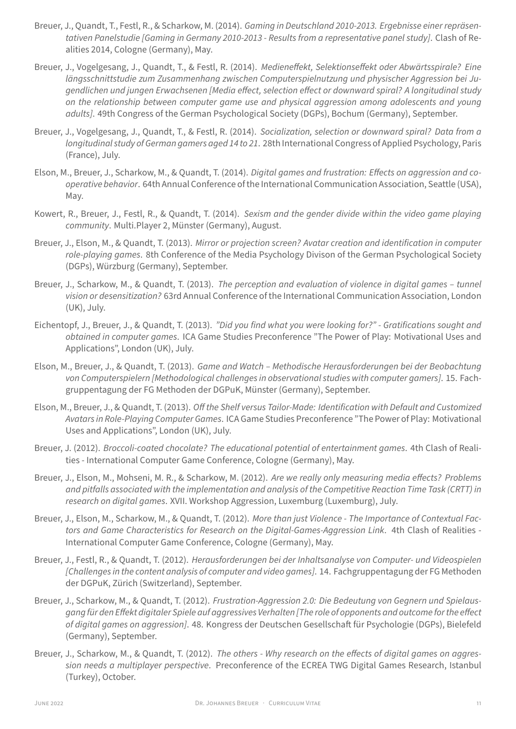Breuer, J., Quandt, T., Festl, R., & Scharkow, M. (2014). *Gaming in Deutschland 2010-2013. Ergebnisse einer repräsentativen Panelstudie [Gaming in Germany 2010-2013 - Results from a representative panel study]*. Clash of Realities 2014, Cologne (Germany), May.

Breuer, J., Vogelgesang, J., Quandt, T., & Festl, R. (2014). *Medieneffekt, Selektionseffekt oder Abwärtsspirale? Eine längsschnittstudie zum Zusammenhang zwischen Computerspielnutzung und physischer Aggression bei Jugendlichen und jungen Erwachsenen [Media effect, selection effect or downward spiral? A longitudinal study on the relationship between computer game use and physical aggression among adolescents and young adults]*. 49th Congress of the German Psychological Society (DGPs), Bochum (Germany), September.

Breuer, J., Vogelgesang, J., Quandt, T., & Festl, R. (2014). *Socialization, selection or downward spiral? Data from a longitudinal study of German gamers aged 14 to 21*. 28th International Congress of Applied Psychology, Paris (France), July.

Elson, M., Breuer, J., Scharkow, M., & Quandt, T. (2014). *Digital games and frustration: Effects on aggression and cooperative behavior*. 64th Annual Conference of the International Communication Association, Seattle (USA), May.

Kowert, R., Breuer, J., Festl, R., & Quandt, T. (2014). *Sexism and the gender divide within the video game playing community*. Multi.Player 2, Münster (Germany), August.

Breuer, J., Elson, M., & Quandt, T. (2013). *Mirror or projection screen? Avatar creation and identification in computer role-playing games*. 8th Conference of the Media Psychology Divison of the German Psychological Society (DGPs), Würzburg (Germany), September.

Breuer, J., Scharkow, M., & Quandt, T. (2013). *The perception and evaluation of violence in digital games – tunnel vision or desensitization?* 63rd Annual Conference of the International Communication Association, London (UK), July.

Eichentopf, J., Breuer, J., & Quandt, T. (2013). *"Did you find what you were looking for?" - Gratifications sought and obtained in computer games*. ICA Game Studies Preconference "The Power of Play: Motivational Uses and Applications", London (UK), July.

Elson, M., Breuer, J., & Quandt, T. (2013). *Game and Watch – Methodische Herausforderungen bei der Beobachtung von Computerspielern [Methodological challenges in observational studies with computer gamers]*. 15. Fachgruppentagung der FG Methoden der DGPuK, Münster (Germany), September.

Elson, M., Breuer, J., & Quandt, T. (2013). *Off the Shelf versus Tailor-Made: Identification with Default and Customized Avatars in Role-Playing Computer Games*. ICA Game Studies Preconference "The Power of Play: Motivational Uses and Applications", London (UK), July.

Breuer, J. (2012). *Broccoli-coated chocolate? The educational potential of entertainment games*. 4th Clash of Realities - International Computer Game Conference, Cologne (Germany), May.

Breuer, J., Elson, M., Mohseni, M. R., & Scharkow, M. (2012). *Are we really only measuring media effects? Problems and pitfalls associated with the implementation and analysis of the Competitive Reaction Time Task (CRTT) in research on digital games*. XVII. Workshop Aggression, Luxemburg (Luxemburg), July.

Breuer, J., Elson, M., Scharkow, M., & Quandt, T. (2012). *More than just Violence - The Importance of Contextual Factors and Game Characteristics for Research on the Digital-Games-Aggression Link*. 4th Clash of Realities - International Computer Game Conference, Cologne (Germany), May.

Breuer, J., Festl, R., & Quandt, T. (2012). *Herausforderungen bei der Inhaltsanalyse von Computer- und Videospielen [Challenges in the content analysis of computer and video games]*. 14. Fachgruppentagung der FG Methoden der DGPuK, Zürich (Switzerland), September.

Breuer, J., Scharkow, M., & Quandt, T. (2012). *Frustration-Aggression 2.0: Die Bedeutung von Gegnern und Spielausgang für den Effekt digitaler Spiele auf aggressives Verhalten [The role of opponents and outcome for the effect of digital games on aggression]*. 48. Kongress der Deutschen Gesellschaft für Psychologie (DGPs), Bielefeld (Germany), September.

Breuer, J., Scharkow, M., & Quandt, T. (2012). *The others - Why research on the effects of digital games on aggression needs a multiplayer perspective*. Preconference of the ECREA TWG Digital Games Research, Istanbul (Turkey), October.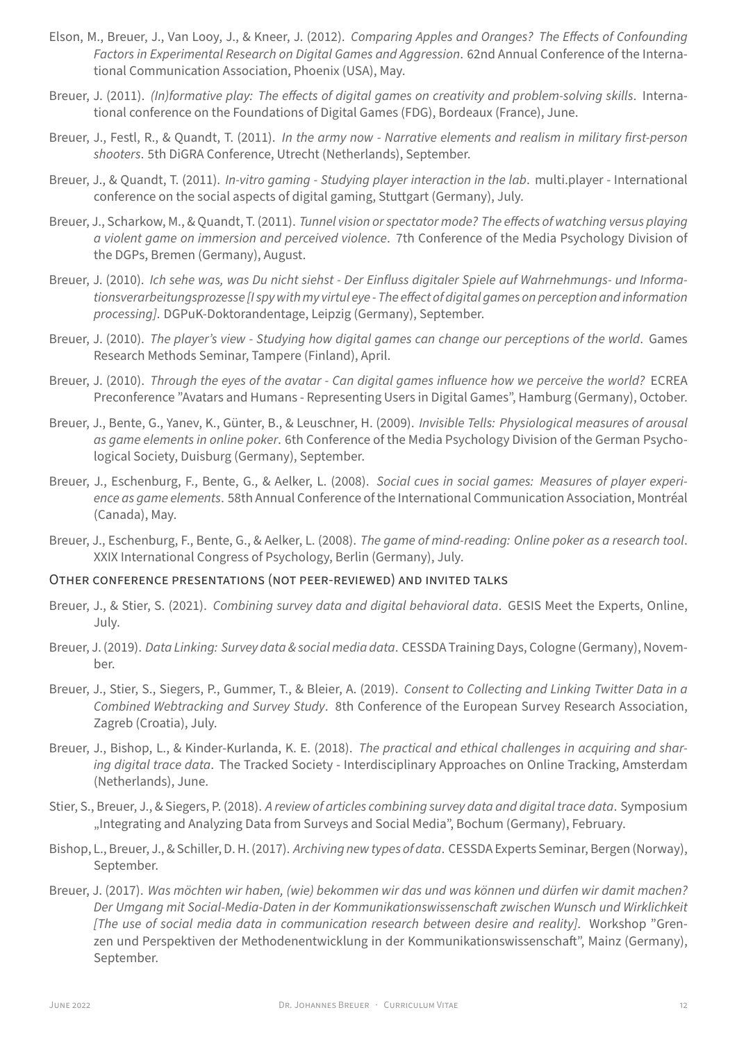Elson, M., Breuer, J., Van Looy, J., & Kneer, J. (2012). *Comparing Apples and Oranges? The Effects of Confounding Factors in Experimental Research on Digital Games and Aggression*. 62nd Annual Conference of the International Communication Association, Phoenix (USA), May.

Breuer, J. (2011). *(In)formative play: The effects of digital games on creativity and problem-solving skills*. International conference on the Foundations of Digital Games (FDG), Bordeaux (France), June.

Breuer, J., Festl, R., & Quandt, T. (2011). *In the army now - Narrative elements and realism in military first-person shooters*. 5th DiGRA Conference, Utrecht (Netherlands), September.

Breuer, J., & Quandt, T. (2011). *In-vitro gaming - Studying player interaction in the lab*. multi.player - International conference on the social aspects of digital gaming, Stuttgart (Germany), July.

Breuer, J., Scharkow, M., & Quandt, T. (2011). *Tunnel vision or spectator mode? The effects of watching versus playing a violent game on immersion and perceived violence*. 7th Conference of the Media Psychology Division of the DGPs, Bremen (Germany), August.

Breuer, J. (2010). *Ich sehe was, was Du nicht siehst - Der Einfluss digitaler Spiele auf Wahrnehmungs- und Informationsverarbeitungsprozesse [I spy with my virtul eye - The effect of digital games on perception and information processing]*. DGPuK-Doktorandentage, Leipzig (Germany), September.

Breuer, J. (2010). *The player's view - Studying how digital games can change our perceptions of the world*. Games Research Methods Seminar, Tampere (Finland), April.

Breuer, J. (2010). *Through the eyes of the avatar - Can digital games influence how we perceive the world?* ECREA Preconference "Avatars and Humans - Representing Users in Digital Games", Hamburg (Germany), October.

Breuer, J., Bente, G., Yanev, K., Günter, B., & Leuschner, H. (2009). *Invisible Tells: Physiological measures of arousal as game elements in online poker*. 6th Conference of the Media Psychology Division of the German Psychological Society, Duisburg (Germany), September.

Breuer, J., Eschenburg, F., Bente, G., & Aelker, L. (2008). *Social cues in social games: Measures of player experience as game elements*. 58th Annual Conference of the International Communication Association, Montréal (Canada), May.

Breuer, J., Eschenburg, F., Bente, G., & Aelker, L. (2008). *The game of mind-reading: Online poker as a research tool*. XXIX International Congress of Psychology, Berlin (Germany), July.

## Other conference presentations (not peer-reviewed) and invited talks

Breuer, J., & Stier, S. (2021). *Combining survey data and digital behavioral data*. GESIS Meet the Experts, Online, July.

Breuer, J. (2019). *Data Linking: Survey data & social media data*. CESSDA Training Days, Cologne (Germany), November.

Breuer, J., Stier, S., Siegers, P., Gummer, T., & Bleier, A. (2019). *Consent to Collecting and Linking Twitter Data in a Combined Webtracking and Survey Study*. 8th Conference of the European Survey Research Association, Zagreb (Croatia), July.

Breuer, J., Bishop, L., & Kinder-Kurlanda, K. E. (2018). *The practical and ethical challenges in acquiring and sharing digital trace data*. The Tracked Society - Interdisciplinary Approaches on Online Tracking, Amsterdam (Netherlands), June.

Stier, S., Breuer, J., & Siegers, P. (2018). *A review of articles combining survey data and digital trace data*. Symposium „Integrating and Analyzing Data from Surveys and Social Media", Bochum (Germany), February.

Bishop, L., Breuer, J., & Schiller, D. H. (2017). *Archiving new types of data*. CESSDA Experts Seminar, Bergen (Norway), September.

Breuer, J. (2017). *Was möchten wir haben, (wie) bekommen wir das und was können und dürfen wir damit machen? Der Umgang mit Social-Media-Daten in der Kommunikationswissenschaft zwischen Wunsch und Wirklichkeit [The use of social media data in communication research between desire and reality]*. Workshop "Grenzen und Perspektiven der Methodenentwicklung in der Kommunikationswissenschaft", Mainz (Germany), September.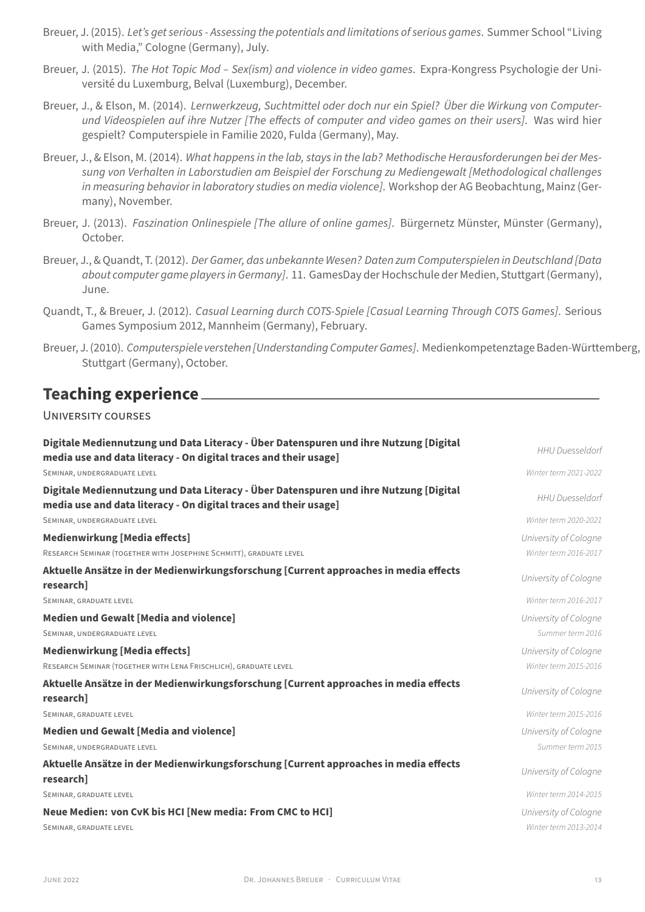Breuer, J. (2015). *Let's get serious - Assessing the potentials and limitations of serious games*. Summer School "Living with Media," Cologne (Germany), July.

Breuer, J. (2015). *The Hot Topic Mod – Sex(ism) and violence in video games*. Expra-Kongress Psychologie der Université du Luxemburg, Belval (Luxemburg), December.

Breuer, J., & Elson, M. (2014). *Lernwerkzeug, Suchtmittel oder doch nur ein Spiel? Über die Wirkung von Computer- und Videospielen auf ihre Nutzer [The effects of computer and video games on their users]*. Was wird hier gespielt? Computerspiele in Familie 2020, Fulda (Germany), May.

Breuer, J., & Elson, M. (2014). *What happens in the lab, stays in the lab? Methodische Herausforderungen bei der Messung von Verhalten in Laborstudien am Beispiel der Forschung zu Mediengewalt [Methodological challenges in measuring behavior in laboratory studies on media violence]*. Workshop der AG Beobachtung, Mainz (Germany), November.

Breuer, J. (2013). *Faszination Onlinespiele [The allure of online games]*. Bürgernetz Münster, Münster (Germany), October.

Breuer, J., & Quandt, T. (2012). *Der Gamer, das unbekannte Wesen? Daten zum Computerspielen in Deutschland [Data about computer game players in Germany]*. 11. GamesDay der Hochschule der Medien, Stuttgart (Germany), June.

Quandt, T., & Breuer, J. (2012). *Casual Learning durch COTS-Spiele [Casual Learning Through COTS Games]*. Serious Games Symposium 2012, Mannheim (Germany), February.

Breuer, J. (2010). *Computerspiele verstehen [Understanding Computer Games]*. Medienkompetenztage Baden-Württemberg, Stuttgart (Germany), October.

## Teaching experience

### University courses

**Digitale Mediennutzung und Data Literacy - Über Datenspuren und ihre Nutzung [Digital media use and data literacy - On digital traces and their usage]** — *HHU Duesseldorf*
Seminar, undergraduate level — *Winter term 2021-2022*

**Digitale Mediennutzung und Data Literacy - Über Datenspuren und ihre Nutzung [Digital media use and data literacy - On digital traces and their usage]** — *HHU Duesseldorf*
Seminar, undergraduate level — *Winter term 2020-2021*

**Medienwirkung [Media effects]** — *University of Cologne*
Research Seminar (together with Josephine Schmitt), graduate level — *Winter term 2016-2017*

**Aktuelle Ansätze in der Medienwirkungsforschung [Current approaches in media effects research]** — *University of Cologne*
Seminar, graduate level — *Winter term 2016-2017*

**Medien und Gewalt [Media and violence]** — *University of Cologne*
Seminar, undergraduate level — *Summer term 2016*

**Medienwirkung [Media effects]** — *University of Cologne*
Research Seminar (together with Lena Frischlich), graduate level — *Winter term 2015-2016*

**Aktuelle Ansätze in der Medienwirkungsforschung [Current approaches in media effects research]** — *University of Cologne*
Seminar, graduate level — *Winter term 2015-2016*

**Medien und Gewalt [Media and violence]** — *University of Cologne*
Seminar, undergraduate level — *Summer term 2015*

**Aktuelle Ansätze in der Medienwirkungsforschung [Current approaches in media effects research]** — *University of Cologne*
Seminar, graduate level — *Winter term 2014-2015*

**Neue Medien: von CvK bis HCI [New media: From CMC to HCI]** — *University of Cologne*
Seminar, graduate level — *Winter term 2013-2014*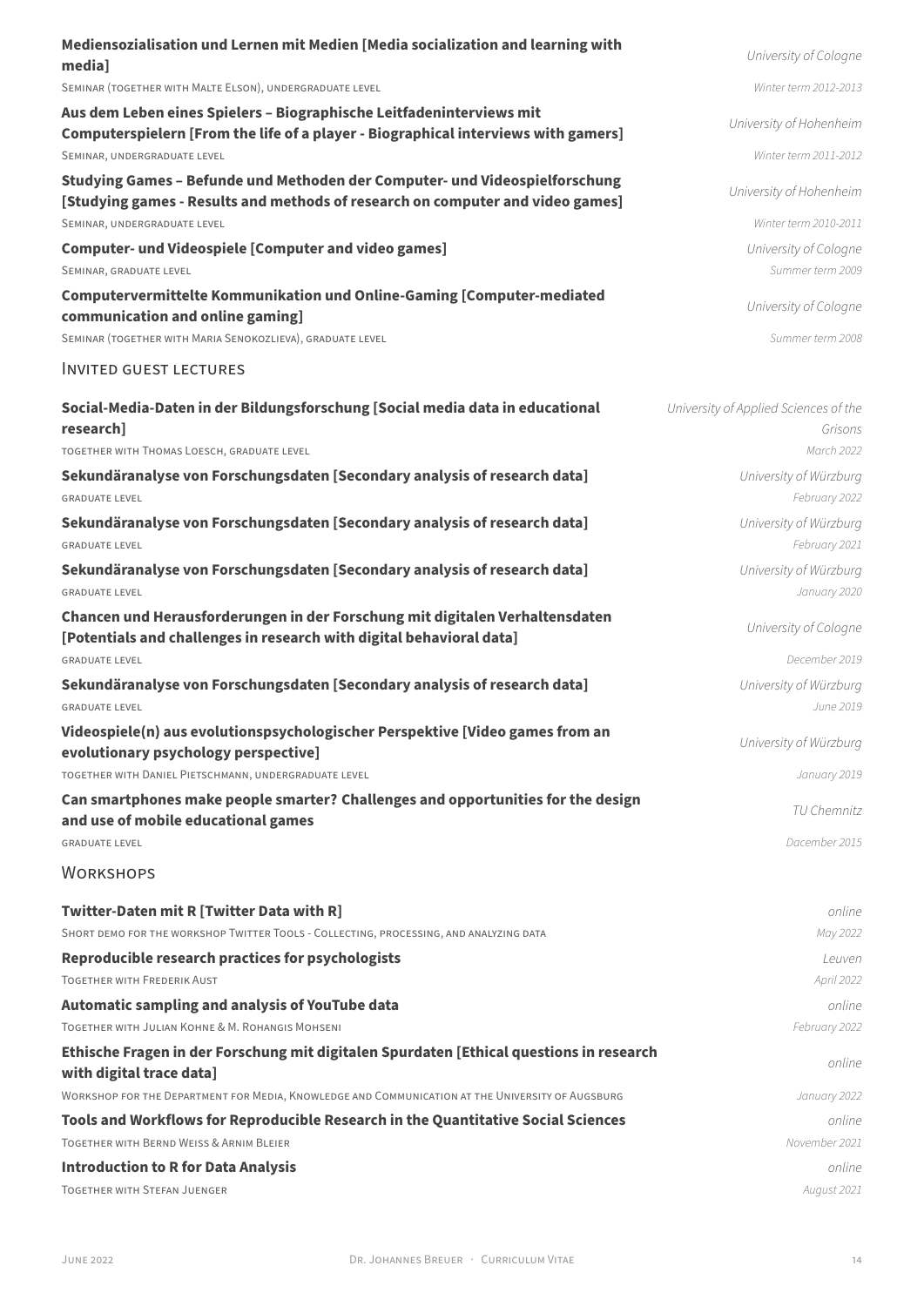**Mediensozialisation und Lernen mit Medien [Media socialization and learning with media]** — *University of Cologne*
SEMINAR (TOGETHER WITH MALTE ELSON), UNDERGRADUATE LEVEL — *Winter term 2012-2013*

**Aus dem Leben eines Spielers – Biographische Leitfadeninterviews mit Computerspielern [From the life of a player - Biographical interviews with gamers]** — *University of Hohenheim*
SEMINAR, UNDERGRADUATE LEVEL — *Winter term 2011-2012*

**Studying Games – Befunde und Methoden der Computer- und Videospielforschung [Studying games - Results and methods of research on computer and video games]** — *University of Hohenheim*
SEMINAR, UNDERGRADUATE LEVEL — *Winter term 2010-2011*

**Computer- und Videospiele [Computer and video games]** — *University of Cologne*
SEMINAR, GRADUATE LEVEL — *Summer term 2009*

**Computervermittelte Kommunikation und Online-Gaming [Computer-mediated communication and online gaming]** — *University of Cologne*
SEMINAR (TOGETHER WITH MARIA SENOKOZLIEVA), GRADUATE LEVEL — *Summer term 2008*

## INVITED GUEST LECTURES

**Social-Media-Daten in der Bildungsforschung [Social media data in educational research]** — *University of Applied Sciences of the Grisons*
TOGETHER WITH THOMAS LOESCH, GRADUATE LEVEL — *March 2022*

**Sekundäranalyse von Forschungsdaten [Secondary analysis of research data]** — *University of Würzburg*
GRADUATE LEVEL — *February 2022*

**Sekundäranalyse von Forschungsdaten [Secondary analysis of research data]** — *University of Würzburg*
GRADUATE LEVEL — *February 2021*

**Sekundäranalyse von Forschungsdaten [Secondary analysis of research data]** — *University of Würzburg*
GRADUATE LEVEL — *January 2020*

**Chancen und Herausforderungen in der Forschung mit digitalen Verhaltensdaten [Potentials and challenges in research with digital behavioral data]** — *University of Cologne*
GRADUATE LEVEL — *December 2019*

**Sekundäranalyse von Forschungsdaten [Secondary analysis of research data]** — *University of Würzburg*
GRADUATE LEVEL — *June 2019*

**Videospiele(n) aus evolutionspsychologischer Perspektive [Video games from an evolutionary psychology perspective]** — *University of Würzburg*
TOGETHER WITH DANIEL PIETSCHMANN, UNDERGRADUATE LEVEL — *January 2019*

**Can smartphones make people smarter? Challenges and opportunities for the design and use of mobile educational games** — *TU Chemnitz*
GRADUATE LEVEL — *Dacember 2015*

## WORKSHOPS

**Twitter-Daten mit R [Twitter Data with R]** — *online*
SHORT DEMO FOR THE WORKSHOP TWITTER TOOLS - COLLECTING, PROCESSING, AND ANALYZING DATA — *May 2022*

**Reproducible research practices for psychologists** — *Leuven*
TOGETHER WITH FREDERIK AUST — *April 2022*

**Automatic sampling and analysis of YouTube data** — *online*
TOGETHER WITH JULIAN KOHNE & M. ROHANGIS MOHSENI — *February 2022*

**Ethische Fragen in der Forschung mit digitalen Spurdaten [Ethical questions in research with digital trace data]** — *online*
WORKSHOP FOR THE DEPARTMENT FOR MEDIA, KNOWLEDGE AND COMMUNICATION AT THE UNIVERSITY OF AUGSBURG — *January 2022*

**Tools and Workflows for Reproducible Research in the Quantitative Social Sciences** — *online*
TOGETHER WITH BERND WEISS & ARNIM BLEIER — *November 2021*

**Introduction to R for Data Analysis** — *online*
TOGETHER WITH STEFAN JUENGER — *August 2021*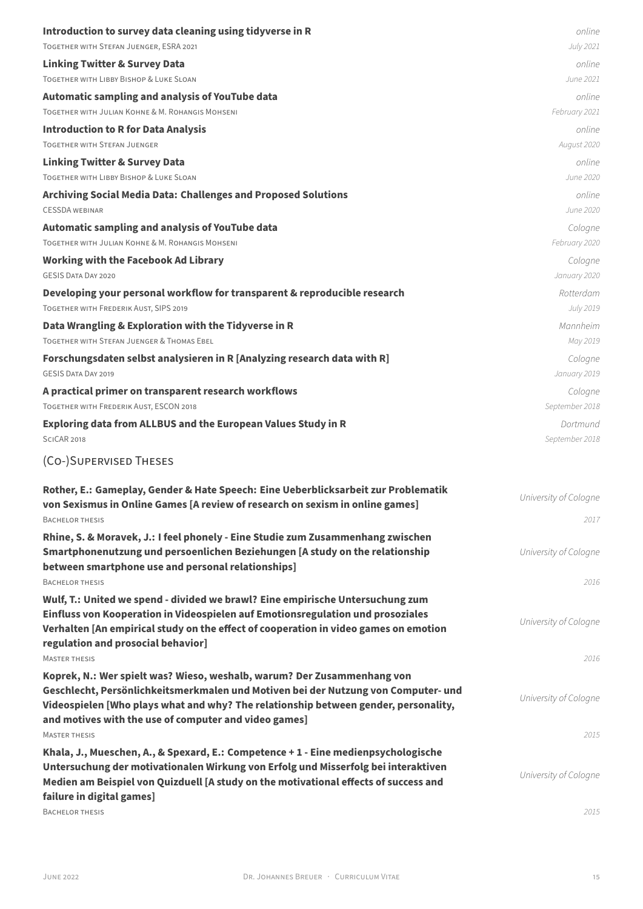**Introduction to survey data cleaning using tidyverse in R** — *online*
TOGETHER WITH STEFAN JUENGER, ESRA 2021 — *July 2021*

**Linking Twitter & Survey Data** — *online*
TOGETHER WITH LIBBY BISHOP & LUKE SLOAN — *June 2021*

**Automatic sampling and analysis of YouTube data** — *online*
TOGETHER WITH JULIAN KOHNE & M. ROHANGIS MOHSENI — *February 2021*

**Introduction to R for Data Analysis** — *online*
TOGETHER WITH STEFAN JUENGER — *August 2020*

**Linking Twitter & Survey Data** — *online*
TOGETHER WITH LIBBY BISHOP & LUKE SLOAN — *June 2020*

**Archiving Social Media Data: Challenges and Proposed Solutions** — *online*
CESSDA WEBINAR — *June 2020*

**Automatic sampling and analysis of YouTube data** — *Cologne*
TOGETHER WITH JULIAN KOHNE & M. ROHANGIS MOHSENI — *February 2020*

**Working with the Facebook Ad Library** — *Cologne*
GESIS DATA DAY 2020 — *January 2020*

**Developing your personal workflow for transparent & reproducible research** — *Rotterdam*
TOGETHER WITH FREDERIK AUST, SIPS 2019 — *July 2019*

**Data Wrangling & Exploration with the Tidyverse in R** — *Mannheim*
TOGETHER WITH STEFAN JUENGER & THOMAS EBEL — *May 2019*

**Forschungsdaten selbst analysieren in R [Analyzing research data with R]** — *Cologne*
GESIS DATA DAY 2019 — *January 2019*

**A practical primer on transparent research workflows** — *Cologne*
TOGETHER WITH FREDERIK AUST, ESCON 2018 — *September 2018*

**Exploring data from ALLBUS and the European Values Study in R** — *Dortmund*
SCICAR 2018 — *September 2018*

## (Co-)Supervised Theses

**Rother, E.: Gameplay, Gender & Hate Speech: Eine Ueberblicksarbeit zur Problematik von Sexismus in Online Games [A review of research on sexism in online games]** — *University of Cologne*
BACHELOR THESIS — *2017*

**Rhine, S. & Moravek, J.: I feel phonely - Eine Studie zum Zusammenhang zwischen Smartphonenutzung und persoenlichen Beziehungen [A study on the relationship between smartphone use and personal relationships]** — *University of Cologne*
BACHELOR THESIS — *2016*

**Wulf, T.: United we spend - divided we brawl? Eine empirische Untersuchung zum Einfluss von Kooperation in Videospielen auf Emotionsregulation und prosoziales Verhalten [An empirical study on the effect of cooperation in video games on emotion regulation and prosocial behavior]** — *University of Cologne*
MASTER THESIS — *2016*

**Koprek, N.: Wer spielt was? Wieso, weshalb, warum? Der Zusammenhang von Geschlecht, Persönlichkeitsmerkmalen und Motiven bei der Nutzung von Computer- und Videospielen [Who plays what and why? The relationship between gender, personality, and motives with the use of computer and video games]** — *University of Cologne*
MASTER THESIS — *2015*

**Khala, J., Mueschen, A., & Spexard, E.: Competence + 1 - Eine medienpsychologische Untersuchung der motivationalen Wirkung von Erfolg und Misserfolg bei interaktiven Medien am Beispiel von Quizduell [A study on the motivational effects of success and failure in digital games]** — *University of Cologne*
BACHELOR THESIS — *2015*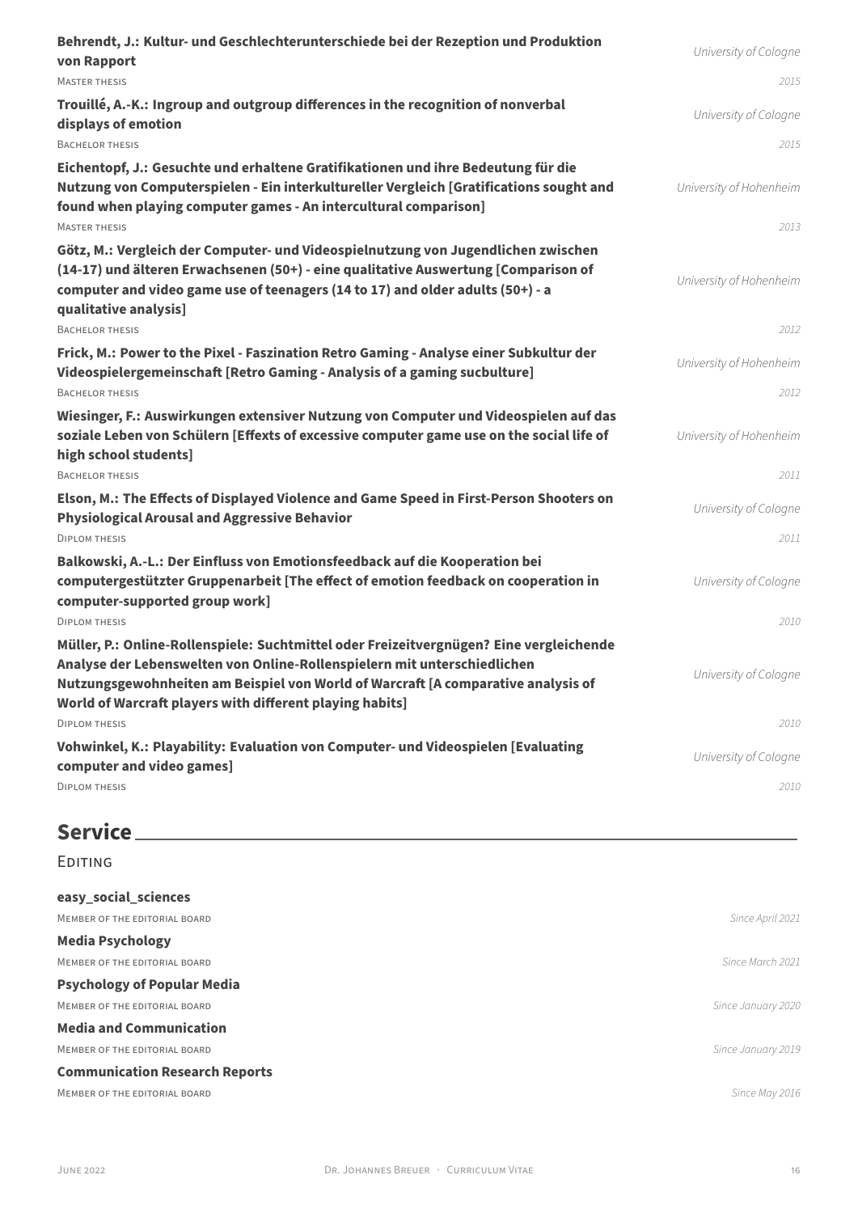**Behrendt, J.: Kultur- und Geschlechterunterschiede bei der Rezeption und Produktion von Rapport** — *University of Cologne*
MASTER THESIS — *2015*

**Trouillé, A.-K.: Ingroup and outgroup differences in the recognition of nonverbal displays of emotion** — *University of Cologne*
BACHELOR THESIS — *2015*

**Eichentopf, J.: Gesuchte und erhaltene Gratifikationen und ihre Bedeutung für die Nutzung von Computerspielen - Ein interkultureller Vergleich [Gratifications sought and found when playing computer games - An intercultural comparison]** — *University of Hohenheim*
MASTER THESIS — *2013*

**Götz, M.: Vergleich der Computer- und Videospielnutzung von Jugendlichen zwischen (14-17) und älteren Erwachsenen (50+) - eine qualitative Auswertung [Comparison of computer and video game use of teenagers (14 to 17) and older adults (50+) - a qualitative analysis]** — *University of Hohenheim*
BACHELOR THESIS — *2012*

**Frick, M.: Power to the Pixel - Faszination Retro Gaming - Analyse einer Subkultur der Videospielergemeinschaft [Retro Gaming - Analysis of a gaming sucbulture]** — *University of Hohenheim*
BACHELOR THESIS — *2012*

**Wiesinger, F.: Auswirkungen extensiver Nutzung von Computer und Videospielen auf das soziale Leben von Schülern [Effexts of excessive computer game use on the social life of high school students]** — *University of Hohenheim*
BACHELOR THESIS — *2011*

**Elson, M.: The Effects of Displayed Violence and Game Speed in First-Person Shooters on Physiological Arousal and Aggressive Behavior** — *University of Cologne*
DIPLOM THESIS — *2011*

**Balkowski, A.-L.: Der Einfluss von Emotionsfeedback auf die Kooperation bei computergestützter Gruppenarbeit [The effect of emotion feedback on cooperation in computer-supported group work]** — *University of Cologne*
DIPLOM THESIS — *2010*

**Müller, P.: Online-Rollenspiele: Suchtmittel oder Freizeitvergnügen? Eine vergleichende Analyse der Lebenswelten von Online-Rollenspielern mit unterschiedlichen Nutzungsgewohnheiten am Beispiel von World of Warcraft [A comparative analysis of World of Warcraft players with different playing habits]** — *University of Cologne*
DIPLOM THESIS — *2010*

**Vohwinkel, K.: Playability: Evaluation von Computer- und Videospielen [Evaluating computer and video games]** — *University of Cologne*
DIPLOM THESIS — *2010*

## Service

### EDITING

**easy_social_sciences**
MEMBER OF THE EDITORIAL BOARD — *Since April 2021*

**Media Psychology**
MEMBER OF THE EDITORIAL BOARD — *Since March 2021*

**Psychology of Popular Media**
MEMBER OF THE EDITORIAL BOARD — *Since January 2020*

**Media and Communication**
MEMBER OF THE EDITORIAL BOARD — *Since January 2019*

**Communication Research Reports**
MEMBER OF THE EDITORIAL BOARD — *Since May 2016*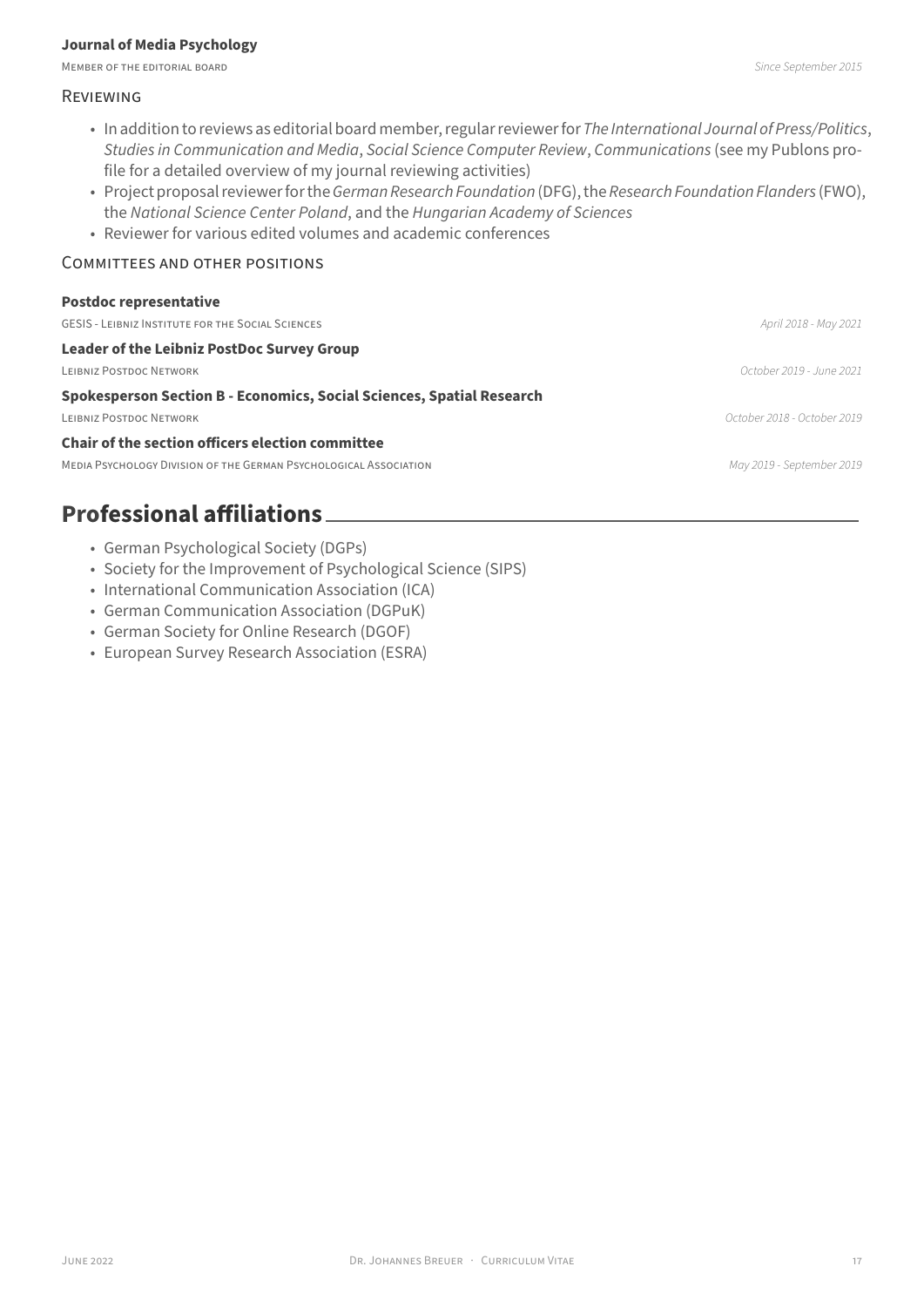**Journal of Media Psychology**

Member of the editorial board — *Since September 2015*

### Reviewing

- In addition to reviews as editorial board member, regular reviewer for *The International Journal of Press/Politics*, *Studies in Communication and Media*, *Social Science Computer Review*, *Communications* (see my Publons profile for a detailed overview of my journal reviewing activities)
- Project proposal reviewer for the *German Research Foundation* (DFG), the *Research Foundation Flanders* (FWO), the *National Science Center Poland*, and the *Hungarian Academy of Sciences*
- Reviewer for various edited volumes and academic conferences

### Committees and other positions

**Postdoc representative**

GESIS - Leibniz Institute for the Social Sciences — *April 2018 - May 2021*

**Leader of the Leibniz PostDoc Survey Group**

Leibniz Postdoc Network — *October 2019 - June 2021*

**Spokesperson Section B - Economics, Social Sciences, Spatial Research**

Leibniz Postdoc Network — *October 2018 - October 2019*

**Chair of the section officers election committee**

Media Psychology Division of the German Psychological Association — *May 2019 - September 2019*

## Professional affiliations

- German Psychological Society (DGPs)
- Society for the Improvement of Psychological Science (SIPS)
- International Communication Association (ICA)
- German Communication Association (DGPuK)
- German Society for Online Research (DGOF)
- European Survey Research Association (ESRA)